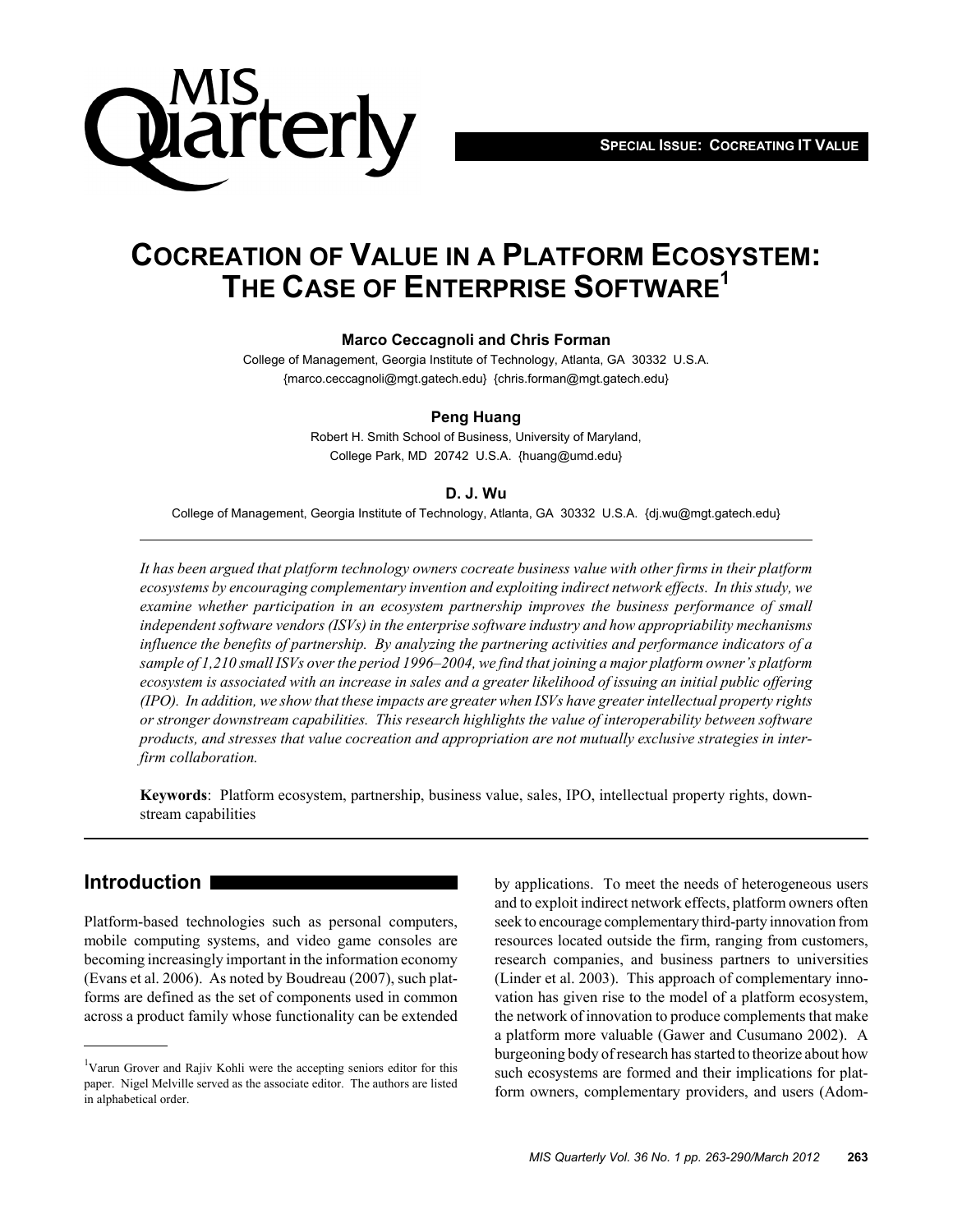**Special Issue: Cocreating IT Value**

# Cocreation of Value in a Platform Ecosystem: The Case of Enterprise Software[1]

**Marco Ceccagnoli and Chris Forman**

College of Management, Georgia Institute of Technology, Atlanta, GA 30332 U.S.A. {marco.ceccagnoli@mgt.gatech.edu} {chris.forman@mgt.gatech.edu}

**Peng Huang**

Robert H. Smith School of Business, University of Maryland, College Park, MD 20742 U.S.A. {huang@umd.edu}

**D. J. Wu**

College of Management, Georgia Institute of Technology, Atlanta, GA 30332 U.S.A. {dj.wu@mgt.gatech.edu}

---

*It has been argued that platform technology owners cocreate business value with other firms in their platform ecosystems by encouraging complementary invention and exploiting indirect network effects. In this study, we examine whether participation in an ecosystem partnership improves the business performance of small independent software vendors (ISVs) in the enterprise software industry and how appropriability mechanisms influence the benefits of partnership. By analyzing the partnering activities and performance indicators of a sample of 1,210 small ISVs over the period 1996–2004, we find that joining a major platform owner's platform ecosystem is associated with an increase in sales and a greater likelihood of issuing an initial public offering (IPO). In addition, we show that these impacts are greater when ISVs have greater intellectual property rights or stronger downstream capabilities. This research highlights the value of interoperability between software products, and stresses that value cocreation and appropriation are not mutually exclusive strategies in inter-firm collaboration.*

**Keywords**: Platform ecosystem, partnership, business value, sales, IPO, intellectual property rights, downstream capabilities

---

## Introduction

Platform-based technologies such as personal computers, mobile computing systems, and video game consoles are becoming increasingly important in the information economy (Evans et al. 2006). As noted by Boudreau (2007), such platforms are defined as the set of components used in common across a product family whose functionality can be extended by applications. To meet the needs of heterogeneous users and to exploit indirect network effects, platform owners often seek to encourage complementary third-party innovation from resources located outside the firm, ranging from customers, research companies, and business partners to universities (Linder et al. 2003). This approach of complementary innovation has given rise to the model of a platform ecosystem, the network of innovation to produce complements that make a platform more valuable (Gawer and Cusumano 2002). A burgeoning body of research has started to theorize about how such ecosystems are formed and their implications for platform owners, complementary providers, and users (Adom-

---

[1] Varun Grover and Rajiv Kohli were the accepting seniors editor for this paper. Nigel Melville served as the associate editor. The authors are listed in alphabetical order.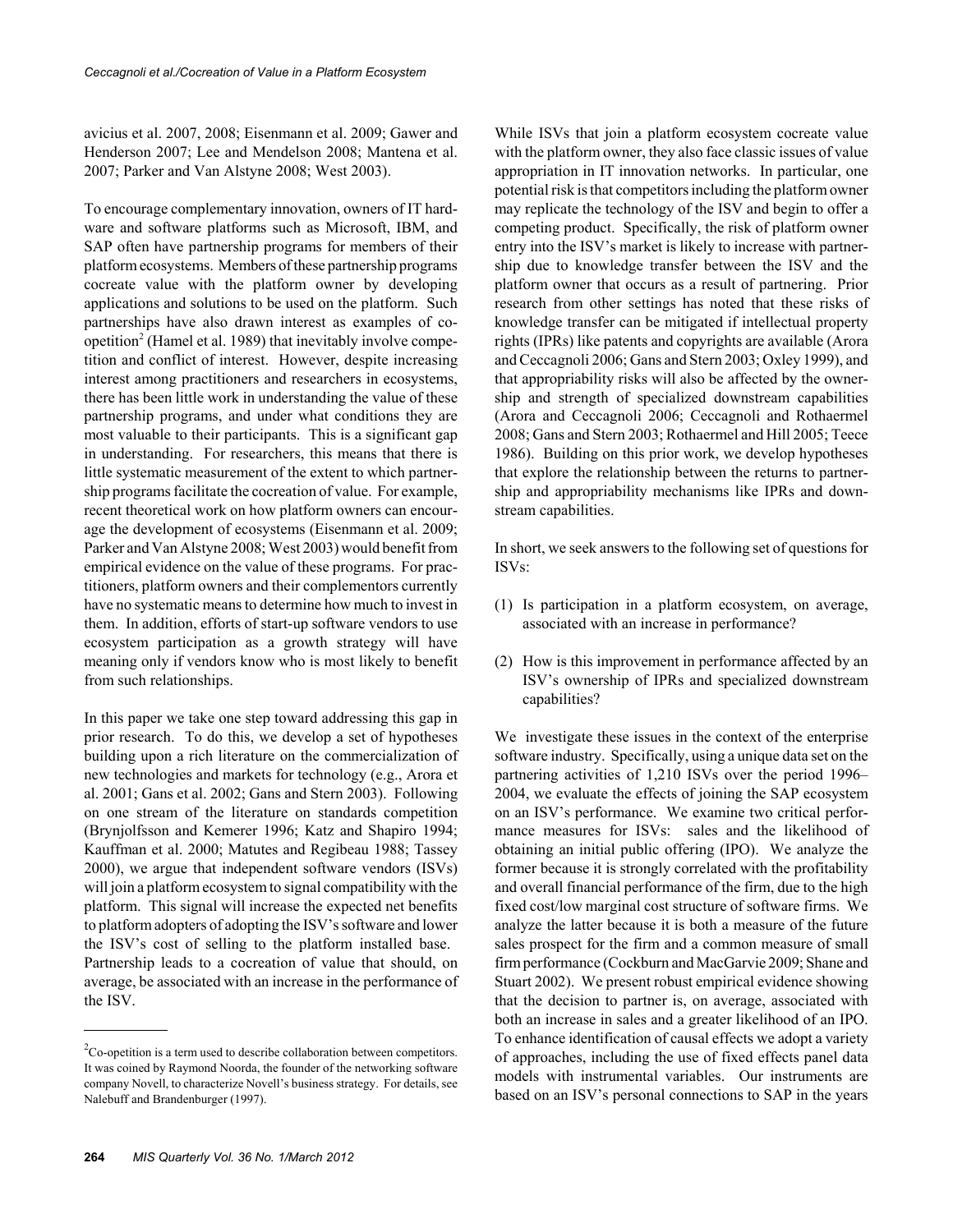avicius et al. 2007, 2008; Eisenmann et al. 2009; Gawer and Henderson 2007; Lee and Mendelson 2008; Mantena et al. 2007; Parker and Van Alstyne 2008; West 2003).

To encourage complementary innovation, owners of IT hardware and software platforms such as Microsoft, IBM, and SAP often have partnership programs for members of their platform ecosystems. Members of these partnership programs cocreate value with the platform owner by developing applications and solutions to be used on the platform. Such partnerships have also drawn interest as examples of co-opetition[2] (Hamel et al. 1989) that inevitably involve competition and conflict of interest. However, despite increasing interest among practitioners and researchers in ecosystems, there has been little work in understanding the value of these partnership programs, and under what conditions they are most valuable to their participants. This is a significant gap in understanding. For researchers, this means that there is little systematic measurement of the extent to which partnership programs facilitate the cocreation of value. For example, recent theoretical work on how platform owners can encourage the development of ecosystems (Eisenmann et al. 2009; Parker and Van Alstyne 2008; West 2003) would benefit from empirical evidence on the value of these programs. For practitioners, platform owners and their complementors currently have no systematic means to determine how much to invest in them. In addition, efforts of start-up software vendors to use ecosystem participation as a growth strategy will have meaning only if vendors know who is most likely to benefit from such relationships.

In this paper we take one step toward addressing this gap in prior research. To do this, we develop a set of hypotheses building upon a rich literature on the commercialization of new technologies and markets for technology (e.g., Arora et al. 2001; Gans et al. 2002; Gans and Stern 2003). Following on one stream of the literature on standards competition (Brynjolfsson and Kemerer 1996; Katz and Shapiro 1994; Kauffman et al. 2000; Matutes and Regibeau 1988; Tassey 2000), we argue that independent software vendors (ISVs) will join a platform ecosystem to signal compatibility with the platform. This signal will increase the expected net benefits to platform adopters of adopting the ISV's software and lower the ISV's cost of selling to the platform installed base. Partnership leads to a cocreation of value that should, on average, be associated with an increase in the performance of the ISV.

[2]Co-opetition is a term used to describe collaboration between competitors. It was coined by Raymond Noorda, the founder of the networking software company Novell, to characterize Novell's business strategy. For details, see Nalebuff and Brandenburger (1997).

While ISVs that join a platform ecosystem cocreate value with the platform owner, they also face classic issues of value appropriation in IT innovation networks. In particular, one potential risk is that competitors including the platform owner may replicate the technology of the ISV and begin to offer a competing product. Specifically, the risk of platform owner entry into the ISV's market is likely to increase with partnership due to knowledge transfer between the ISV and the platform owner that occurs as a result of partnering. Prior research from other settings has noted that these risks of knowledge transfer can be mitigated if intellectual property rights (IPRs) like patents and copyrights are available (Arora and Ceccagnoli 2006; Gans and Stern 2003; Oxley 1999), and that appropriability risks will also be affected by the ownership and strength of specialized downstream capabilities (Arora and Ceccagnoli 2006; Ceccagnoli and Rothaermel 2008; Gans and Stern 2003; Rothaermel and Hill 2005; Teece 1986). Building on this prior work, we develop hypotheses that explore the relationship between the returns to partnership and appropriability mechanisms like IPRs and downstream capabilities.

In short, we seek answers to the following set of questions for ISVs:

(1) Is participation in a platform ecosystem, on average, associated with an increase in performance?

(2) How is this improvement in performance affected by an ISV's ownership of IPRs and specialized downstream capabilities?

We investigate these issues in the context of the enterprise software industry. Specifically, using a unique data set on the partnering activities of 1,210 ISVs over the period 1996–2004, we evaluate the effects of joining the SAP ecosystem on an ISV's performance. We examine two critical performance measures for ISVs: sales and the likelihood of obtaining an initial public offering (IPO). We analyze the former because it is strongly correlated with the profitability and overall financial performance of the firm, due to the high fixed cost/low marginal cost structure of software firms. We analyze the latter because it is both a measure of the future sales prospect for the firm and a common measure of small firm performance (Cockburn and MacGarvie 2009; Shane and Stuart 2002). We present robust empirical evidence showing that the decision to partner is, on average, associated with both an increase in sales and a greater likelihood of an IPO. To enhance identification of causal effects we adopt a variety of approaches, including the use of fixed effects panel data models with instrumental variables. Our instruments are based on an ISV's personal connections to SAP in the years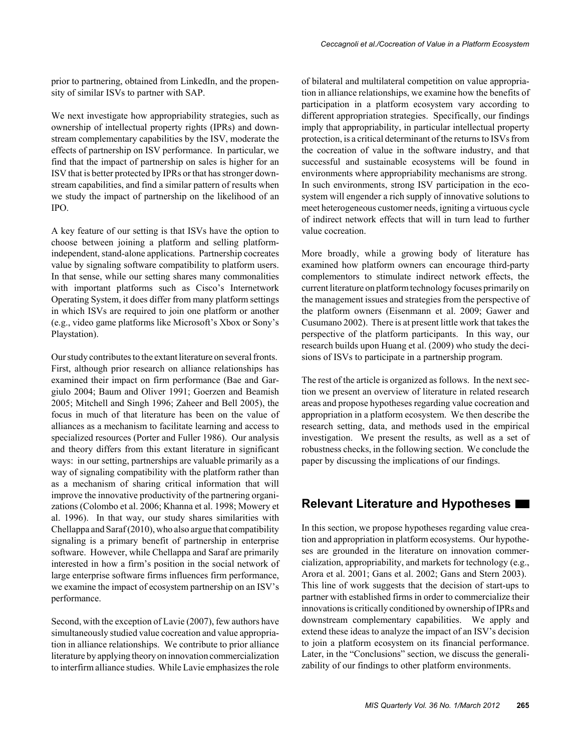prior to partnering, obtained from LinkedIn, and the propensity of similar ISVs to partner with SAP.

We next investigate how appropriability strategies, such as ownership of intellectual property rights (IPRs) and downstream complementary capabilities by the ISV, moderate the effects of partnership on ISV performance. In particular, we find that the impact of partnership on sales is higher for an ISV that is better protected by IPRs or that has stronger downstream capabilities, and find a similar pattern of results when we study the impact of partnership on the likelihood of an IPO.

A key feature of our setting is that ISVs have the option to choose between joining a platform and selling platform-independent, stand-alone applications. Partnership cocreates value by signaling software compatibility to platform users. In that sense, while our setting shares many commonalities with important platforms such as Cisco's Internetwork Operating System, it does differ from many platform settings in which ISVs are required to join one platform or another (e.g., video game platforms like Microsoft's Xbox or Sony's Playstation).

Our study contributes to the extant literature on several fronts. First, although prior research on alliance relationships has examined their impact on firm performance (Bae and Gargiulo 2004; Baum and Oliver 1991; Goerzen and Beamish 2005; Mitchell and Singh 1996; Zaheer and Bell 2005), the focus in much of that literature has been on the value of alliances as a mechanism to facilitate learning and access to specialized resources (Porter and Fuller 1986). Our analysis and theory differs from this extant literature in significant ways: in our setting, partnerships are valuable primarily as a way of signaling compatibility with the platform rather than as a mechanism of sharing critical information that will improve the innovative productivity of the partnering organizations (Colombo et al. 2006; Khanna et al. 1998; Mowery et al. 1996). In that way, our study shares similarities with Chellappa and Saraf (2010), who also argue that compatibility signaling is a primary benefit of partnership in enterprise software. However, while Chellappa and Saraf are primarily interested in how a firm's position in the social network of large enterprise software firms influences firm performance, we examine the impact of ecosystem partnership on an ISV's performance.

Second, with the exception of Lavie (2007), few authors have simultaneously studied value cocreation and value appropriation in alliance relationships. We contribute to prior alliance literature by applying theory on innovation commercialization to interfirm alliance studies. While Lavie emphasizes the role of bilateral and multilateral competition on value appropriation in alliance relationships, we examine how the benefits of participation in a platform ecosystem vary according to different appropriation strategies. Specifically, our findings imply that appropriability, in particular intellectual property protection, is a critical determinant of the returns to ISVs from the cocreation of value in the software industry, and that successful and sustainable ecosystems will be found in environments where appropriability mechanisms are strong. In such environments, strong ISV participation in the ecosystem will engender a rich supply of innovative solutions to meet heterogeneous customer needs, igniting a virtuous cycle of indirect network effects that will in turn lead to further value cocreation.

More broadly, while a growing body of literature has examined how platform owners can encourage third-party complementors to stimulate indirect network effects, the current literature on platform technology focuses primarily on the management issues and strategies from the perspective of the platform owners (Eisenmann et al. 2009; Gawer and Cusumano 2002). There is at present little work that takes the perspective of the platform participants. In this way, our research builds upon Huang et al. (2009) who study the decisions of ISVs to participate in a partnership program.

The rest of the article is organized as follows. In the next section we present an overview of literature in related research areas and propose hypotheses regarding value cocreation and appropriation in a platform ecosystem. We then describe the research setting, data, and methods used in the empirical investigation. We present the results, as well as a set of robustness checks, in the following section. We conclude the paper by discussing the implications of our findings.

## Relevant Literature and Hypotheses

In this section, we propose hypotheses regarding value creation and appropriation in platform ecosystems. Our hypotheses are grounded in the literature on innovation commercialization, appropriability, and markets for technology (e.g., Arora et al. 2001; Gans et al. 2002; Gans and Stern 2003). This line of work suggests that the decision of start-ups to partner with established firms in order to commercialize their innovations is critically conditioned by ownership of IPRs and downstream complementary capabilities. We apply and extend these ideas to analyze the impact of an ISV's decision to join a platform ecosystem on its financial performance. Later, in the "Conclusions" section, we discuss the generalizability of our findings to other platform environments.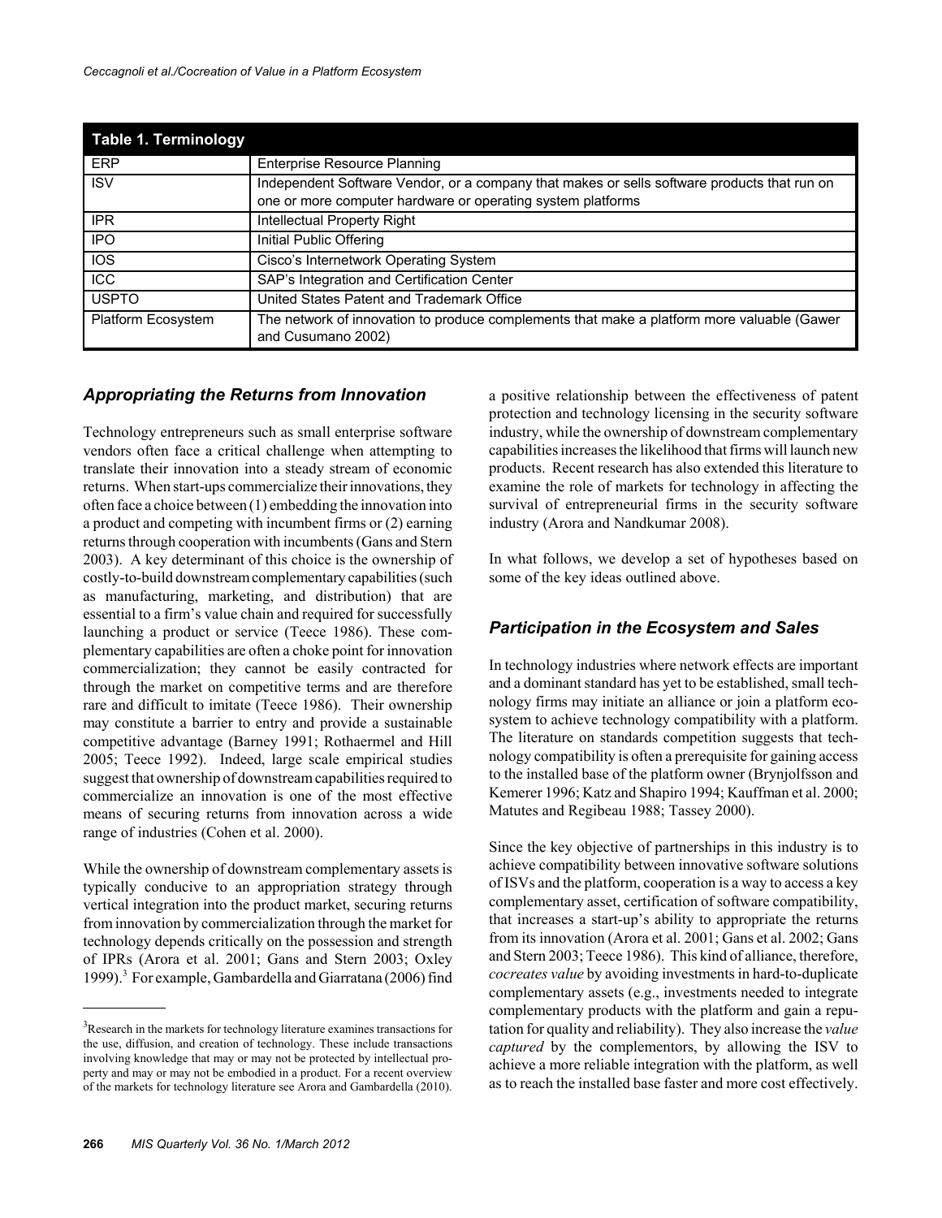| Table 1. Terminology | |
|---|---|
| ERP | Enterprise Resource Planning |
| ISV | Independent Software Vendor, or a company that makes or sells software products that run on one or more computer hardware or operating system platforms |
| IPR | Intellectual Property Right |
| IPO | Initial Public Offering |
| IOS | Cisco's Internetwork Operating System |
| ICC | SAP's Integration and Certification Center |
| USPTO | United States Patent and Trademark Office |
| Platform Ecosystem | The network of innovation to produce complements that make a platform more valuable (Gawer and Cusumano 2002) |

### *Appropriating the Returns from Innovation*

Technology entrepreneurs such as small enterprise software vendors often face a critical challenge when attempting to translate their innovation into a steady stream of economic returns. When start-ups commercialize their innovations, they often face a choice between (1) embedding the innovation into a product and competing with incumbent firms or (2) earning returns through cooperation with incumbents (Gans and Stern 2003). A key determinant of this choice is the ownership of costly-to-build downstream complementary capabilities (such as manufacturing, marketing, and distribution) that are essential to a firm's value chain and required for successfully launching a product or service (Teece 1986). These complementary capabilities are often a choke point for innovation commercialization; they cannot be easily contracted for through the market on competitive terms and are therefore rare and difficult to imitate (Teece 1986). Their ownership may constitute a barrier to entry and provide a sustainable competitive advantage (Barney 1991; Rothaermel and Hill 2005; Teece 1992). Indeed, large scale empirical studies suggest that ownership of downstream capabilities required to commercialize an innovation is one of the most effective means of securing returns from innovation across a wide range of industries (Cohen et al. 2000).

While the ownership of downstream complementary assets is typically conducive to an appropriation strategy through vertical integration into the product market, securing returns from innovation by commercialization through the market for technology depends critically on the possession and strength of IPRs (Arora et al. 2001; Gans and Stern 2003; Oxley 1999).[3] For example, Gambardella and Giarratana (2006) find a positive relationship between the effectiveness of patent protection and technology licensing in the security software industry, while the ownership of downstream complementary capabilities increases the likelihood that firms will launch new products. Recent research has also extended this literature to examine the role of markets for technology in affecting the survival of entrepreneurial firms in the security software industry (Arora and Nandkumar 2008).

In what follows, we develop a set of hypotheses based on some of the key ideas outlined above.

### *Participation in the Ecosystem and Sales*

In technology industries where network effects are important and a dominant standard has yet to be established, small technology firms may initiate an alliance or join a platform ecosystem to achieve technology compatibility with a platform. The literature on standards competition suggests that technology compatibility is often a prerequisite for gaining access to the installed base of the platform owner (Brynjolfsson and Kemerer 1996; Katz and Shapiro 1994; Kauffman et al. 2000; Matutes and Regibeau 1988; Tassey 2000).

Since the key objective of partnerships in this industry is to achieve compatibility between innovative software solutions of ISVs and the platform, cooperation is a way to access a key complementary asset, certification of software compatibility, that increases a start-up's ability to appropriate the returns from its innovation (Arora et al. 2001; Gans et al. 2002; Gans and Stern 2003; Teece 1986). This kind of alliance, therefore, *cocreates value* by avoiding investments in hard-to-duplicate complementary assets (e.g., investments needed to integrate complementary products with the platform and gain a reputation for quality and reliability). They also increase the *value captured* by the complementors, by allowing the ISV to achieve a more reliable integration with the platform, as well as to reach the installed base faster and more cost effectively.

[3] Research in the markets for technology literature examines transactions for the use, diffusion, and creation of technology. These include transactions involving knowledge that may or may not be protected by intellectual property and may or may not be embodied in a product. For a recent overview of the markets for technology literature see Arora and Gambardella (2010).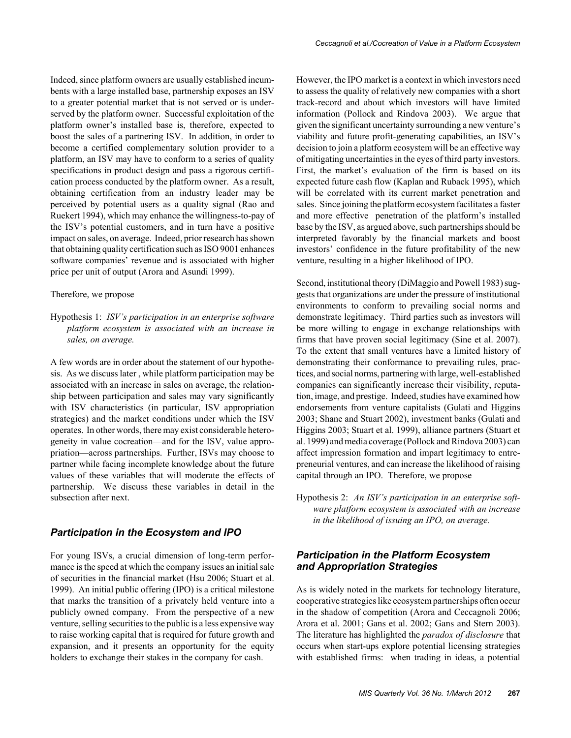Indeed, since platform owners are usually established incumbents with a large installed base, partnership exposes an ISV to a greater potential market that is not served or is underserved by the platform owner. Successful exploitation of the platform owner's installed base is, therefore, expected to boost the sales of a partnering ISV. In addition, in order to become a certified complementary solution provider to a platform, an ISV may have to conform to a series of quality specifications in product design and pass a rigorous certification process conducted by the platform owner. As a result, obtaining certification from an industry leader may be perceived by potential users as a quality signal (Rao and Ruekert 1994), which may enhance the willingness-to-pay of the ISV's potential customers, and in turn have a positive impact on sales, on average. Indeed, prior research has shown that obtaining quality certification such as ISO 9001 enhances software companies' revenue and is associated with higher price per unit of output (Arora and Asundi 1999).

Therefore, we propose

Hypothesis 1: *ISV's participation in an enterprise software platform ecosystem is associated with an increase in sales, on average.*

A few words are in order about the statement of our hypothesis. As we discuss later , while platform participation may be associated with an increase in sales on average, the relationship between participation and sales may vary significantly with ISV characteristics (in particular, ISV appropriation strategies) and the market conditions under which the ISV operates. In other words, there may exist considerable heterogeneity in value cocreation—and for the ISV, value appropriation—across partnerships. Further, ISVs may choose to partner while facing incomplete knowledge about the future values of these variables that will moderate the effects of partnership. We discuss these variables in detail in the subsection after next.

### *Participation in the Ecosystem and IPO*

For young ISVs, a crucial dimension of long-term performance is the speed at which the company issues an initial sale of securities in the financial market (Hsu 2006; Stuart et al. 1999). An initial public offering (IPO) is a critical milestone that marks the transition of a privately held venture into a publicly owned company. From the perspective of a new venture, selling securities to the public is a less expensive way to raise working capital that is required for future growth and expansion, and it presents an opportunity for the equity holders to exchange their stakes in the company for cash.

However, the IPO market is a context in which investors need to assess the quality of relatively new companies with a short track-record and about which investors will have limited information (Pollock and Rindova 2003). We argue that given the significant uncertainty surrounding a new venture's viability and future profit-generating capabilities, an ISV's decision to join a platform ecosystem will be an effective way of mitigating uncertainties in the eyes of third party investors. First, the market's evaluation of the firm is based on its expected future cash flow (Kaplan and Ruback 1995), which will be correlated with its current market penetration and sales. Since joining the platform ecosystem facilitates a faster and more effective penetration of the platform's installed base by the ISV, as argued above, such partnerships should be interpreted favorably by the financial markets and boost investors' confidence in the future profitability of the new venture, resulting in a higher likelihood of IPO.

Second, institutional theory (DiMaggio and Powell 1983) suggests that organizations are under the pressure of institutional environments to conform to prevailing social norms and demonstrate legitimacy. Third parties such as investors will be more willing to engage in exchange relationships with firms that have proven social legitimacy (Sine et al. 2007). To the extent that small ventures have a limited history of demonstrating their conformance to prevailing rules, practices, and social norms, partnering with large, well-established companies can significantly increase their visibility, reputation, image, and prestige. Indeed, studies have examined how endorsements from venture capitalists (Gulati and Higgins 2003; Shane and Stuart 2002), investment banks (Gulati and Higgins 2003; Stuart et al. 1999), alliance partners (Stuart et al. 1999) and media coverage (Pollock and Rindova 2003) can affect impression formation and impart legitimacy to entrepreneurial ventures, and can increase the likelihood of raising capital through an IPO. Therefore, we propose

Hypothesis 2: *An ISV's participation in an enterprise software platform ecosystem is associated with an increase in the likelihood of issuing an IPO, on average.*

### *Participation in the Platform Ecosystem and Appropriation Strategies*

As is widely noted in the markets for technology literature, cooperative strategies like ecosystem partnerships often occur in the shadow of competition (Arora and Ceccagnoli 2006; Arora et al. 2001; Gans et al. 2002; Gans and Stern 2003). The literature has highlighted the *paradox of disclosure* that occurs when start-ups explore potential licensing strategies with established firms: when trading in ideas, a potential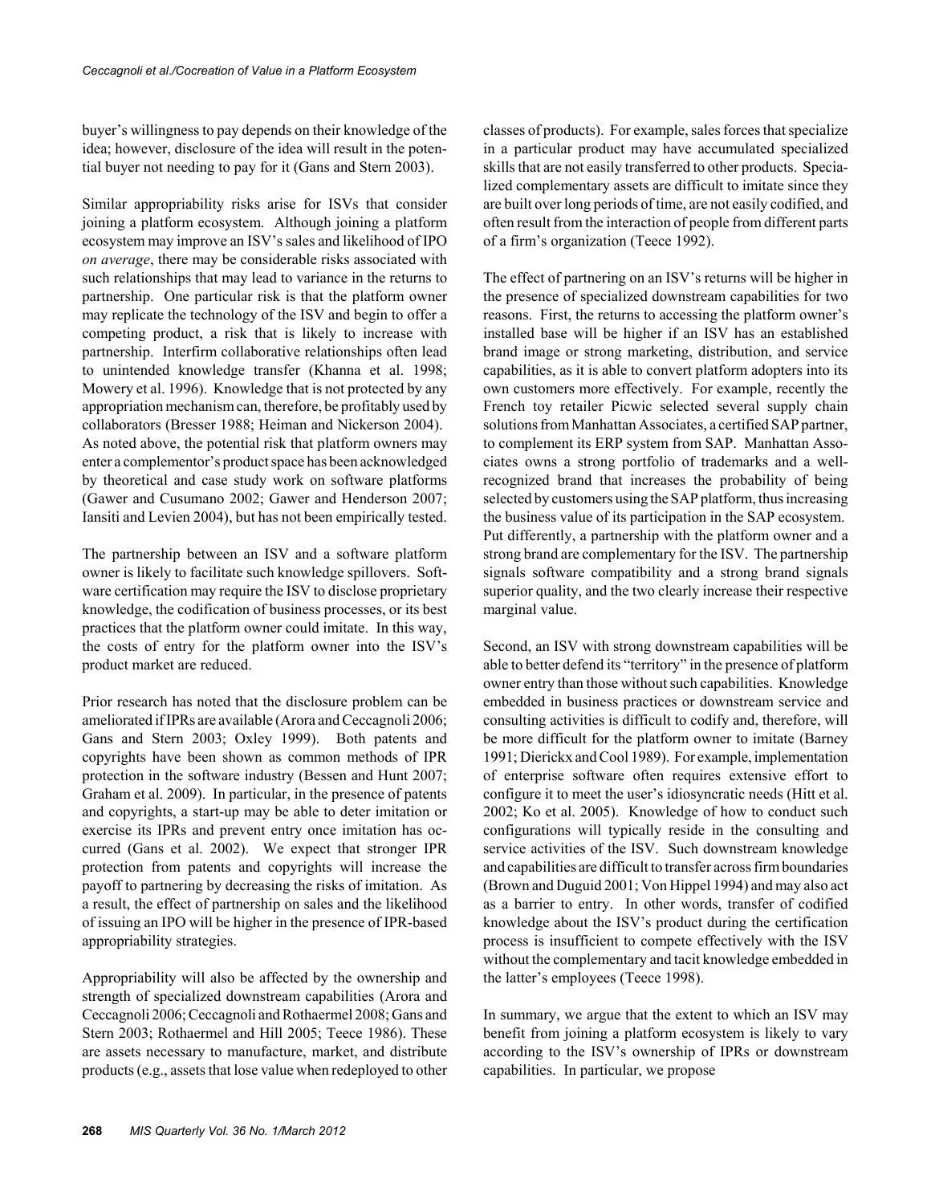buyer's willingness to pay depends on their knowledge of the idea; however, disclosure of the idea will result in the potential buyer not needing to pay for it (Gans and Stern 2003).

Similar appropriability risks arise for ISVs that consider joining a platform ecosystem. Although joining a platform ecosystem may improve an ISV's sales and likelihood of IPO *on average*, there may be considerable risks associated with such relationships that may lead to variance in the returns to partnership. One particular risk is that the platform owner may replicate the technology of the ISV and begin to offer a competing product, a risk that is likely to increase with partnership. Interfirm collaborative relationships often lead to unintended knowledge transfer (Khanna et al. 1998; Mowery et al. 1996). Knowledge that is not protected by any appropriation mechanism can, therefore, be profitably used by collaborators (Bresser 1988; Heiman and Nickerson 2004). As noted above, the potential risk that platform owners may enter a complementor's product space has been acknowledged by theoretical and case study work on software platforms (Gawer and Cusumano 2002; Gawer and Henderson 2007; Iansiti and Levien 2004), but has not been empirically tested.

The partnership between an ISV and a software platform owner is likely to facilitate such knowledge spillovers. Software certification may require the ISV to disclose proprietary knowledge, the codification of business processes, or its best practices that the platform owner could imitate. In this way, the costs of entry for the platform owner into the ISV's product market are reduced.

Prior research has noted that the disclosure problem can be ameliorated if IPRs are available (Arora and Ceccagnoli 2006; Gans and Stern 2003; Oxley 1999). Both patents and copyrights have been shown as common methods of IPR protection in the software industry (Bessen and Hunt 2007; Graham et al. 2009). In particular, in the presence of patents and copyrights, a start-up may be able to deter imitation or exercise its IPRs and prevent entry once imitation has occurred (Gans et al. 2002). We expect that stronger IPR protection from patents and copyrights will increase the payoff to partnering by decreasing the risks of imitation. As a result, the effect of partnership on sales and the likelihood of issuing an IPO will be higher in the presence of IPR-based appropriability strategies.

Appropriability will also be affected by the ownership and strength of specialized downstream capabilities (Arora and Ceccagnoli 2006; Ceccagnoli and Rothaermel 2008; Gans and Stern 2003; Rothaermel and Hill 2005; Teece 1986). These are assets necessary to manufacture, market, and distribute products (e.g., assets that lose value when redeployed to other classes of products). For example, sales forces that specialize in a particular product may have accumulated specialized skills that are not easily transferred to other products. Specialized complementary assets are difficult to imitate since they are built over long periods of time, are not easily codified, and often result from the interaction of people from different parts of a firm's organization (Teece 1992).

The effect of partnering on an ISV's returns will be higher in the presence of specialized downstream capabilities for two reasons. First, the returns to accessing the platform owner's installed base will be higher if an ISV has an established brand image or strong marketing, distribution, and service capabilities, as it is able to convert platform adopters into its own customers more effectively. For example, recently the French toy retailer Picwic selected several supply chain solutions from Manhattan Associates, a certified SAP partner, to complement its ERP system from SAP. Manhattan Associates owns a strong portfolio of trademarks and a well-recognized brand that increases the probability of being selected by customers using the SAP platform, thus increasing the business value of its participation in the SAP ecosystem. Put differently, a partnership with the platform owner and a strong brand are complementary for the ISV. The partnership signals software compatibility and a strong brand signals superior quality, and the two clearly increase their respective marginal value.

Second, an ISV with strong downstream capabilities will be able to better defend its "territory" in the presence of platform owner entry than those without such capabilities. Knowledge embedded in business practices or downstream service and consulting activities is difficult to codify and, therefore, will be more difficult for the platform owner to imitate (Barney 1991; Dierickx and Cool 1989). For example, implementation of enterprise software often requires extensive effort to configure it to meet the user's idiosyncratic needs (Hitt et al. 2002; Ko et al. 2005). Knowledge of how to conduct such configurations will typically reside in the consulting and service activities of the ISV. Such downstream knowledge and capabilities are difficult to transfer across firm boundaries (Brown and Duguid 2001; Von Hippel 1994) and may also act as a barrier to entry. In other words, transfer of codified knowledge about the ISV's product during the certification process is insufficient to compete effectively with the ISV without the complementary and tacit knowledge embedded in the latter's employees (Teece 1998).

In summary, we argue that the extent to which an ISV may benefit from joining a platform ecosystem is likely to vary according to the ISV's ownership of IPRs or downstream capabilities. In particular, we propose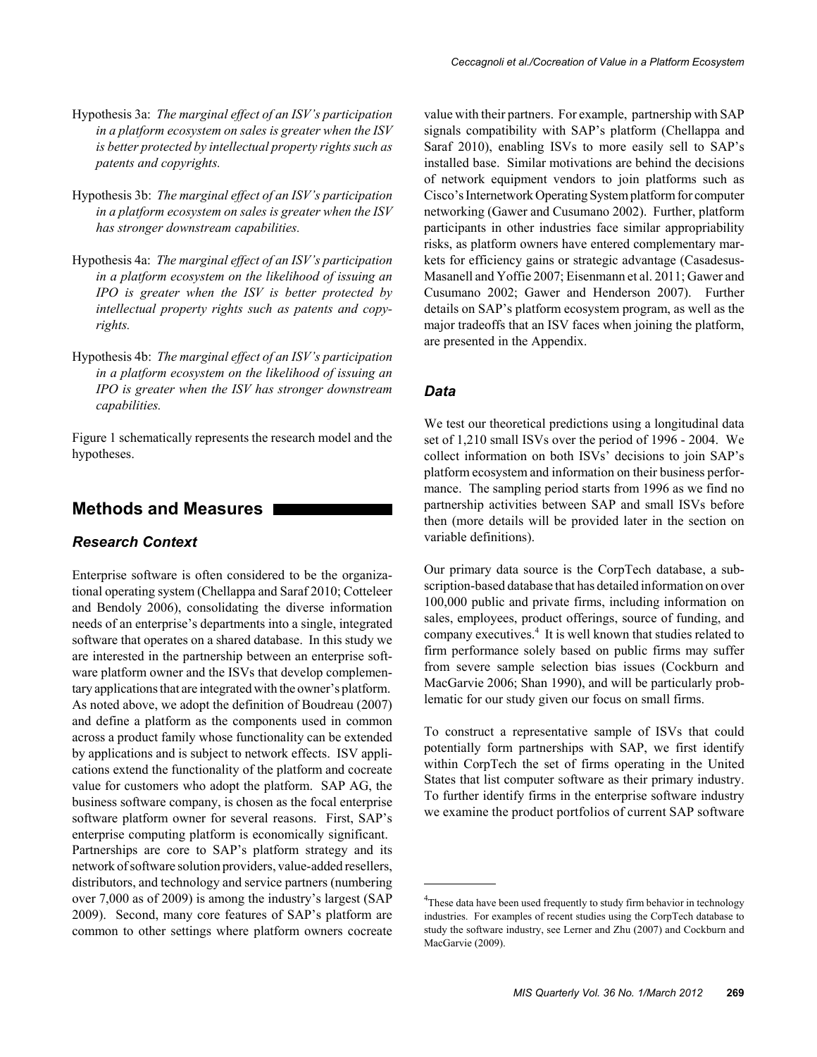Hypothesis 3a: *The marginal effect of an ISV's participation in a platform ecosystem on sales is greater when the ISV is better protected by intellectual property rights such as patents and copyrights.*

Hypothesis 3b: *The marginal effect of an ISV's participation in a platform ecosystem on sales is greater when the ISV has stronger downstream capabilities.*

Hypothesis 4a: *The marginal effect of an ISV's participation in a platform ecosystem on the likelihood of issuing an IPO is greater when the ISV is better protected by intellectual property rights such as patents and copyrights.*

Hypothesis 4b: *The marginal effect of an ISV's participation in a platform ecosystem on the likelihood of issuing an IPO is greater when the ISV has stronger downstream capabilities.*

Figure 1 schematically represents the research model and the hypotheses.

## Methods and Measures

### Research Context

Enterprise software is often considered to be the organizational operating system (Chellappa and Saraf 2010; Cotteleer and Bendoly 2006), consolidating the diverse information needs of an enterprise's departments into a single, integrated software that operates on a shared database. In this study we are interested in the partnership between an enterprise software platform owner and the ISVs that develop complementary applications that are integrated with the owner's platform. As noted above, we adopt the definition of Boudreau (2007) and define a platform as the components used in common across a product family whose functionality can be extended by applications and is subject to network effects. ISV applications extend the functionality of the platform and cocreate value for customers who adopt the platform. SAP AG, the business software company, is chosen as the focal enterprise software platform owner for several reasons. First, SAP's enterprise computing platform is economically significant. Partnerships are core to SAP's platform strategy and its network of software solution providers, value-added resellers, distributors, and technology and service partners (numbering over 7,000 as of 2009) is among the industry's largest (SAP 2009). Second, many core features of SAP's platform are common to other settings where platform owners cocreate value with their partners. For example, partnership with SAP signals compatibility with SAP's platform (Chellappa and Saraf 2010), enabling ISVs to more easily sell to SAP's installed base. Similar motivations are behind the decisions of network equipment vendors to join platforms such as Cisco's Internetwork Operating System platform for computer networking (Gawer and Cusumano 2002). Further, platform participants in other industries face similar appropriability risks, as platform owners have entered complementary markets for efficiency gains or strategic advantage (Casadesus-Masanell and Yoffie 2007; Eisenmann et al. 2011; Gawer and Cusumano 2002; Gawer and Henderson 2007). Further details on SAP's platform ecosystem program, as well as the major tradeoffs that an ISV faces when joining the platform, are presented in the Appendix.

### Data

We test our theoretical predictions using a longitudinal data set of 1,210 small ISVs over the period of 1996 - 2004. We collect information on both ISVs' decisions to join SAP's platform ecosystem and information on their business performance. The sampling period starts from 1996 as we find no partnership activities between SAP and small ISVs before then (more details will be provided later in the section on variable definitions).

Our primary data source is the CorpTech database, a subscription-based database that has detailed information on over 100,000 public and private firms, including information on sales, employees, product offerings, source of funding, and company executives.[4] It is well known that studies related to firm performance solely based on public firms may suffer from severe sample selection bias issues (Cockburn and MacGarvie 2006; Shan 1990), and will be particularly problematic for our study given our focus on small firms.

To construct a representative sample of ISVs that could potentially form partnerships with SAP, we first identify within CorpTech the set of firms operating in the United States that list computer software as their primary industry. To further identify firms in the enterprise software industry we examine the product portfolios of current SAP software

[4]These data have been used frequently to study firm behavior in technology industries. For examples of recent studies using the CorpTech database to study the software industry, see Lerner and Zhu (2007) and Cockburn and MacGarvie (2009).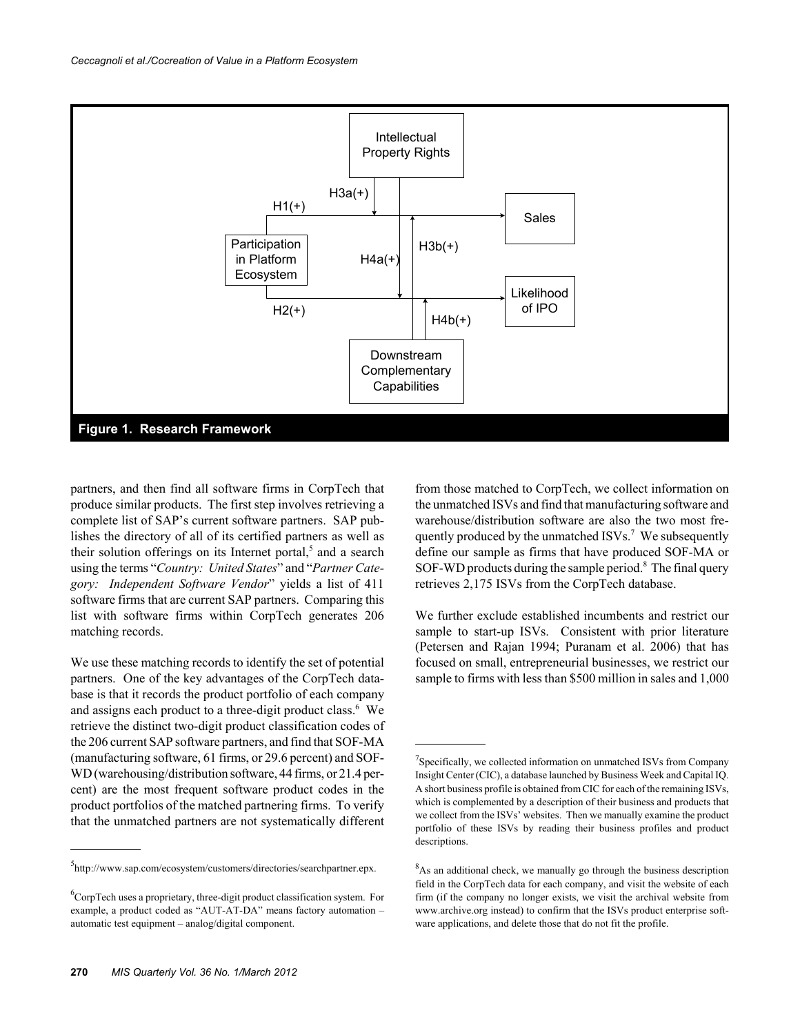Figure 1. Research Framework

partners, and then find all software firms in CorpTech that produce similar products. The first step involves retrieving a complete list of SAP's current software partners. SAP publishes the directory of all of its certified partners as well as their solution offerings on its Internet portal,[5] and a search using the terms "*Country: United States*" and "*Partner Category: Independent Software Vendor*" yields a list of 411 software firms that are current SAP partners. Comparing this list with software firms within CorpTech generates 206 matching records.

We use these matching records to identify the set of potential partners. One of the key advantages of the CorpTech database is that it records the product portfolio of each company and assigns each product to a three-digit product class.[6] We retrieve the distinct two-digit product classification codes of the 206 current SAP software partners, and find that SOF-MA (manufacturing software, 61 firms, or 29.6 percent) and SOF-WD (warehousing/distribution software, 44 firms, or 21.4 percent) are the most frequent software product codes in the product portfolios of the matched partnering firms. To verify that the unmatched partners are not systematically different from those matched to CorpTech, we collect information on the unmatched ISVs and find that manufacturing software and warehouse/distribution software are also the two most frequently produced by the unmatched ISVs.[7] We subsequently define our sample as firms that have produced SOF-MA or SOF-WD products during the sample period.[8] The final query retrieves 2,175 ISVs from the CorpTech database.

We further exclude established incumbents and restrict our sample to start-up ISVs. Consistent with prior literature (Petersen and Rajan 1994; Puranam et al. 2006) that has focused on small, entrepreneurial businesses, we restrict our sample to firms with less than $500 million in sales and 1,000

---

[5]http://www.sap.com/ecosystem/customers/directories/searchpartner.epx.

[6]CorpTech uses a proprietary, three-digit product classification system. For example, a product coded as "AUT-AT-DA" means factory automation – automatic test equipment – analog/digital component.

[7]Specifically, we collected information on unmatched ISVs from Company Insight Center (CIC), a database launched by Business Week and Capital IQ. A short business profile is obtained from CIC for each of the remaining ISVs, which is complemented by a description of their business and products that we collect from the ISVs' websites. Then we manually examine the product portfolio of these ISVs by reading their business profiles and product descriptions.

[8]As an additional check, we manually go through the business description field in the CorpTech data for each company, and visit the website of each firm (if the company no longer exists, we visit the archival website from www.archive.org instead) to confirm that the ISVs product enterprise software applications, and delete those that do not fit the profile.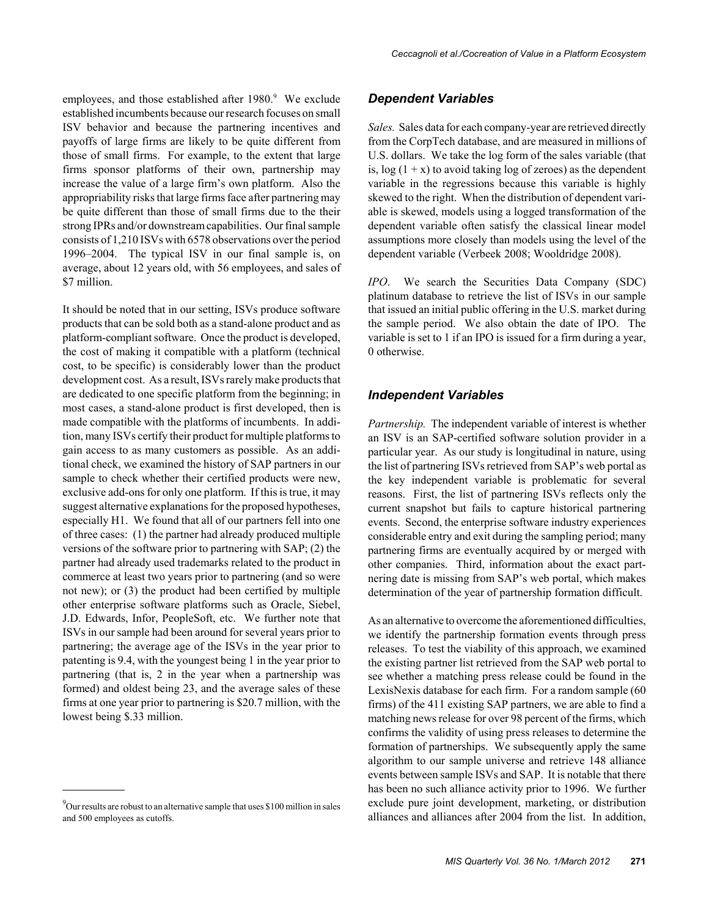employees, and those established after 1980.[9] We exclude established incumbents because our research focuses on small ISV behavior and because the partnering incentives and payoffs of large firms are likely to be quite different from those of small firms. For example, to the extent that large firms sponsor platforms of their own, partnership may increase the value of a large firm's own platform. Also the appropriability risks that large firms face after partnering may be quite different than those of small firms due to the their strong IPRs and/or downstream capabilities. Our final sample consists of 1,210 ISVs with 6578 observations over the period 1996–2004. The typical ISV in our final sample is, on average, about 12 years old, with 56 employees, and sales of \$7 million.

It should be noted that in our setting, ISVs produce software products that can be sold both as a stand-alone product and as platform-compliant software. Once the product is developed, the cost of making it compatible with a platform (technical cost, to be specific) is considerably lower than the product development cost. As a result, ISVs rarely make products that are dedicated to one specific platform from the beginning; in most cases, a stand-alone product is first developed, then is made compatible with the platforms of incumbents. In addition, many ISVs certify their product for multiple platforms to gain access to as many customers as possible. As an additional check, we examined the history of SAP partners in our sample to check whether their certified products were new, exclusive add-ons for only one platform. If this is true, it may suggest alternative explanations for the proposed hypotheses, especially H1. We found that all of our partners fell into one of three cases: (1) the partner had already produced multiple versions of the software prior to partnering with SAP; (2) the partner had already used trademarks related to the product in commerce at least two years prior to partnering (and so were not new); or (3) the product had been certified by multiple other enterprise software platforms such as Oracle, Siebel, J.D. Edwards, Infor, PeopleSoft, etc. We further note that ISVs in our sample had been around for several years prior to partnering; the average age of the ISVs in the year prior to patenting is 9.4, with the youngest being 1 in the year prior to partnering (that is, 2 in the year when a partnership was formed) and oldest being 23, and the average sales of these firms at one year prior to partnering is \$20.7 million, with the lowest being \$.33 million.

[9] Our results are robust to an alternative sample that uses \$100 million in sales and 500 employees as cutoffs.

### Dependent Variables

*Sales.* Sales data for each company-year are retrieved directly from the CorpTech database, and are measured in millions of U.S. dollars. We take the log form of the sales variable (that is, $\log(1 + x)$ to avoid taking log of zeroes) as the dependent variable in the regressions because this variable is highly skewed to the right. When the distribution of dependent variable is skewed, models using a logged transformation of the dependent variable often satisfy the classical linear model assumptions more closely than models using the level of the dependent variable (Verbeek 2008; Wooldridge 2008).

*IPO.* We search the Securities Data Company (SDC) platinum database to retrieve the list of ISVs in our sample that issued an initial public offering in the U.S. market during the sample period. We also obtain the date of IPO. The variable is set to 1 if an IPO is issued for a firm during a year, 0 otherwise.

### Independent Variables

*Partnership.* The independent variable of interest is whether an ISV is an SAP-certified software solution provider in a particular year. As our study is longitudinal in nature, using the list of partnering ISVs retrieved from SAP's web portal as the key independent variable is problematic for several reasons. First, the list of partnering ISVs reflects only the current snapshot but fails to capture historical partnering events. Second, the enterprise software industry experiences considerable entry and exit during the sampling period; many partnering firms are eventually acquired by or merged with other companies. Third, information about the exact partnering date is missing from SAP's web portal, which makes determination of the year of partnership formation difficult.

As an alternative to overcome the aforementioned difficulties, we identify the partnership formation events through press releases. To test the viability of this approach, we examined the existing partner list retrieved from the SAP web portal to see whether a matching press release could be found in the LexisNexis database for each firm. For a random sample (60 firms) of the 411 existing SAP partners, we are able to find a matching news release for over 98 percent of the firms, which confirms the validity of using press releases to determine the formation of partnerships. We subsequently apply the same algorithm to our sample universe and retrieve 148 alliance events between sample ISVs and SAP. It is notable that there has been no such alliance activity prior to 1996. We further exclude pure joint development, marketing, or distribution alliances and alliances after 2004 from the list. In addition,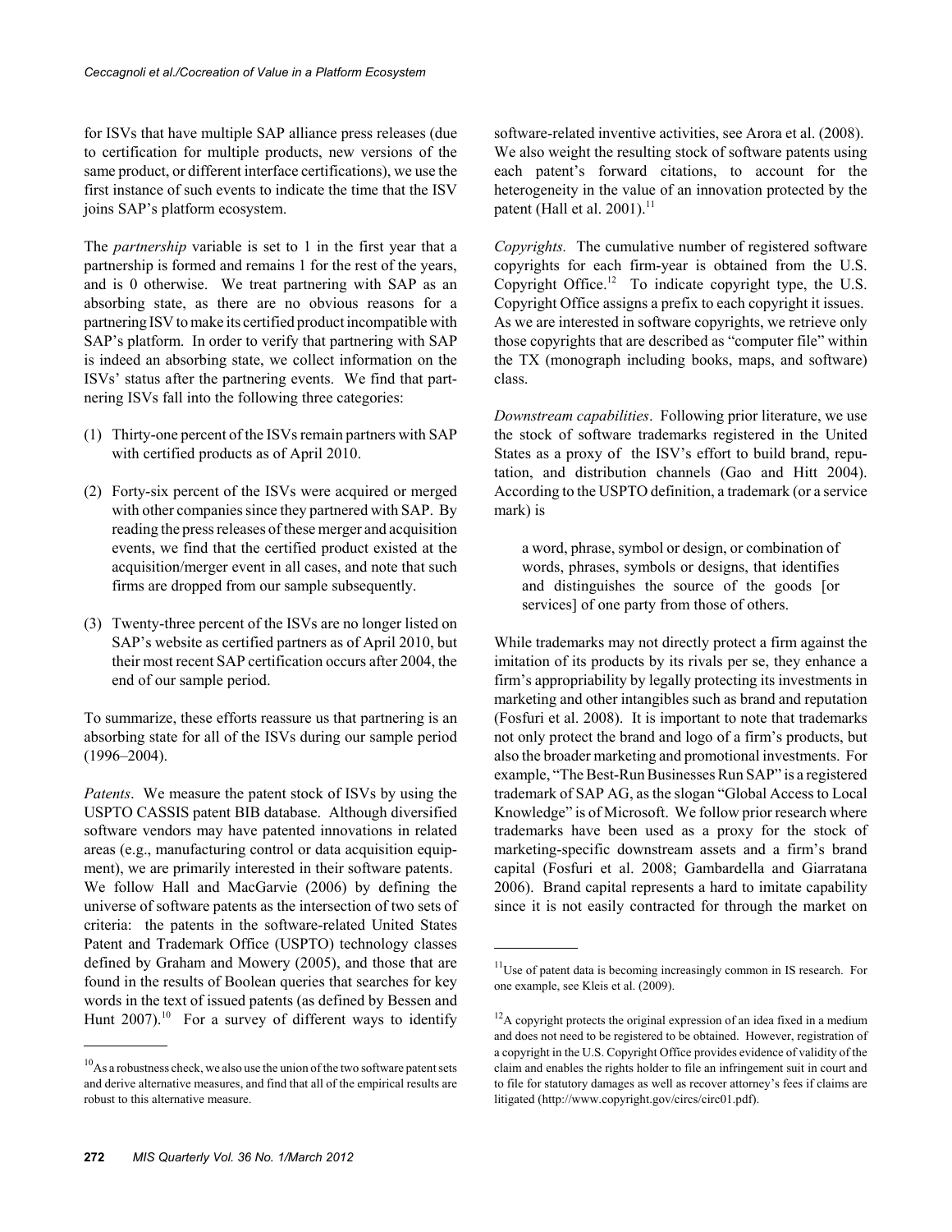for ISVs that have multiple SAP alliance press releases (due to certification for multiple products, new versions of the same product, or different interface certifications), we use the first instance of such events to indicate the time that the ISV joins SAP's platform ecosystem.

The *partnership* variable is set to 1 in the first year that a partnership is formed and remains 1 for the rest of the years, and is 0 otherwise. We treat partnering with SAP as an absorbing state, as there are no obvious reasons for a partnering ISV to make its certified product incompatible with SAP's platform. In order to verify that partnering with SAP is indeed an absorbing state, we collect information on the ISVs' status after the partnering events. We find that partnering ISVs fall into the following three categories:

(1) Thirty-one percent of the ISVs remain partners with SAP with certified products as of April 2010.

(2) Forty-six percent of the ISVs were acquired or merged with other companies since they partnered with SAP. By reading the press releases of these merger and acquisition events, we find that the certified product existed at the acquisition/merger event in all cases, and note that such firms are dropped from our sample subsequently.

(3) Twenty-three percent of the ISVs are no longer listed on SAP's website as certified partners as of April 2010, but their most recent SAP certification occurs after 2004, the end of our sample period.

To summarize, these efforts reassure us that partnering is an absorbing state for all of the ISVs during our sample period (1996–2004).

*Patents*. We measure the patent stock of ISVs by using the USPTO CASSIS patent BIB database. Although diversified software vendors may have patented innovations in related areas (e.g., manufacturing control or data acquisition equipment), we are primarily interested in their software patents. We follow Hall and MacGarvie (2006) by defining the universe of software patents as the intersection of two sets of criteria: the patents in the software-related United States Patent and Trademark Office (USPTO) technology classes defined by Graham and Mowery (2005), and those that are found in the results of Boolean queries that searches for key words in the text of issued patents (as defined by Bessen and Hunt 2007).[10] For a survey of different ways to identify software-related inventive activities, see Arora et al. (2008). We also weight the resulting stock of software patents using each patent's forward citations, to account for the heterogeneity in the value of an innovation protected by the patent (Hall et al. 2001).[11]

*Copyrights.* The cumulative number of registered software copyrights for each firm-year is obtained from the U.S. Copyright Office.[12] To indicate copyright type, the U.S. Copyright Office assigns a prefix to each copyright it issues. As we are interested in software copyrights, we retrieve only those copyrights that are described as "computer file" within the TX (monograph including books, maps, and software) class.

*Downstream capabilities*. Following prior literature, we use the stock of software trademarks registered in the United States as a proxy of the ISV's effort to build brand, reputation, and distribution channels (Gao and Hitt 2004). According to the USPTO definition, a trademark (or a service mark) is

> a word, phrase, symbol or design, or combination of words, phrases, symbols or designs, that identifies and distinguishes the source of the goods [or services] of one party from those of others.

While trademarks may not directly protect a firm against the imitation of its products by its rivals per se, they enhance a firm's appropriability by legally protecting its investments in marketing and other intangibles such as brand and reputation (Fosfuri et al. 2008). It is important to note that trademarks not only protect the brand and logo of a firm's products, but also the broader marketing and promotional investments. For example, "The Best-Run Businesses Run SAP" is a registered trademark of SAP AG, as the slogan "Global Access to Local Knowledge" is of Microsoft. We follow prior research where trademarks have been used as a proxy for the stock of marketing-specific downstream assets and a firm's brand capital (Fosfuri et al. 2008; Gambardella and Giarratana 2006). Brand capital represents a hard to imitate capability since it is not easily contracted for through the market on

---

[10] As a robustness check, we also use the union of the two software patent sets and derive alternative measures, and find that all of the empirical results are robust to this alternative measure.

[11] Use of patent data is becoming increasingly common in IS research. For one example, see Kleis et al. (2009).

[12] A copyright protects the original expression of an idea fixed in a medium and does not need to be registered to be obtained. However, registration of a copyright in the U.S. Copyright Office provides evidence of validity of the claim and enables the rights holder to file an infringement suit in court and to file for statutory damages as well as recover attorney's fees if claims are litigated (http://www.copyright.gov/circs/circ01.pdf).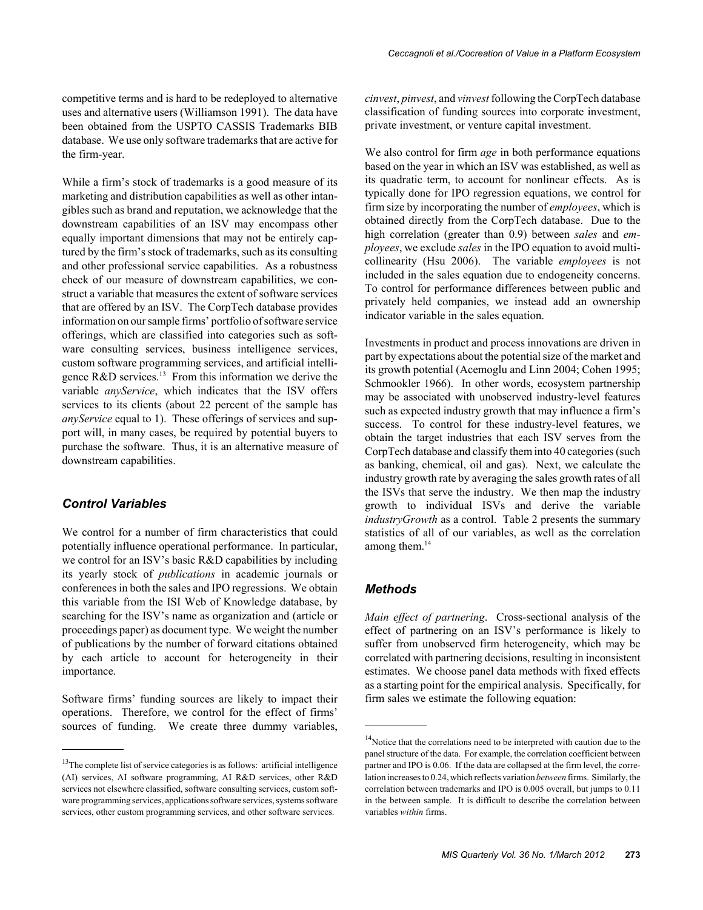competitive terms and is hard to be redeployed to alternative uses and alternative users (Williamson 1991). The data have been obtained from the USPTO CASSIS Trademarks BIB database. We use only software trademarks that are active for the firm-year.

While a firm's stock of trademarks is a good measure of its marketing and distribution capabilities as well as other intangibles such as brand and reputation, we acknowledge that the downstream capabilities of an ISV may encompass other equally important dimensions that may not be entirely captured by the firm's stock of trademarks, such as its consulting and other professional service capabilities. As a robustness check of our measure of downstream capabilities, we construct a variable that measures the extent of software services that are offered by an ISV. The CorpTech database provides information on our sample firms' portfolio of software service offerings, which are classified into categories such as software consulting services, business intelligence services, custom software programming services, and artificial intelligence R&D services.[13] From this information we derive the variable *anyService*, which indicates that the ISV offers services to its clients (about 22 percent of the sample has *anyService* equal to 1). These offerings of services and support will, in many cases, be required by potential buyers to purchase the software. Thus, it is an alternative measure of downstream capabilities.

### Control Variables

We control for a number of firm characteristics that could potentially influence operational performance. In particular, we control for an ISV's basic R&D capabilities by including its yearly stock of *publications* in academic journals or conferences in both the sales and IPO regressions. We obtain this variable from the ISI Web of Knowledge database, by searching for the ISV's name as organization and (article or proceedings paper) as document type. We weight the number of publications by the number of forward citations obtained by each article to account for heterogeneity in their importance.

Software firms' funding sources are likely to impact their operations. Therefore, we control for the effect of firms' sources of funding. We create three dummy variables, *cinvest*, *pinvest*, and *vinvest* following the CorpTech database classification of funding sources into corporate investment, private investment, or venture capital investment.

We also control for firm *age* in both performance equations based on the year in which an ISV was established, as well as its quadratic term, to account for nonlinear effects. As is typically done for IPO regression equations, we control for firm size by incorporating the number of *employees*, which is obtained directly from the CorpTech database. Due to the high correlation (greater than 0.9) between *sales* and *employees*, we exclude *sales* in the IPO equation to avoid multicollinearity (Hsu 2006). The variable *employees* is not included in the sales equation due to endogeneity concerns. To control for performance differences between public and privately held companies, we instead add an ownership indicator variable in the sales equation.

Investments in product and process innovations are driven in part by expectations about the potential size of the market and its growth potential (Acemoglu and Linn 2004; Cohen 1995; Schmookler 1966). In other words, ecosystem partnership may be associated with unobserved industry-level features such as expected industry growth that may influence a firm's success. To control for these industry-level features, we obtain the target industries that each ISV serves from the CorpTech database and classify them into 40 categories (such as banking, chemical, oil and gas). Next, we calculate the industry growth rate by averaging the sales growth rates of all the ISVs that serve the industry. We then map the industry growth to individual ISVs and derive the variable *industryGrowth* as a control. Table 2 presents the summary statistics of all of our variables, as well as the correlation among them.[14]

### Methods

*Main effect of partnering*. Cross-sectional analysis of the effect of partnering on an ISV's performance is likely to suffer from unobserved firm heterogeneity, which may be correlated with partnering decisions, resulting in inconsistent estimates. We choose panel data methods with fixed effects as a starting point for the empirical analysis. Specifically, for firm sales we estimate the following equation:

---

[13] The complete list of service categories is as follows: artificial intelligence (AI) services, AI software programming, AI R&D services, other R&D services not elsewhere classified, software consulting services, custom software programming services, applications software services, systems software services, other custom programming services, and other software services.

[14] Notice that the correlations need to be interpreted with caution due to the panel structure of the data. For example, the correlation coefficient between partner and IPO is 0.06. If the data are collapsed at the firm level, the correlation increases to 0.24, which reflects variation *between* firms. Similarly, the correlation between trademarks and IPO is 0.005 overall, but jumps to 0.11 in the between sample. It is difficult to describe the correlation between variables *within* firms.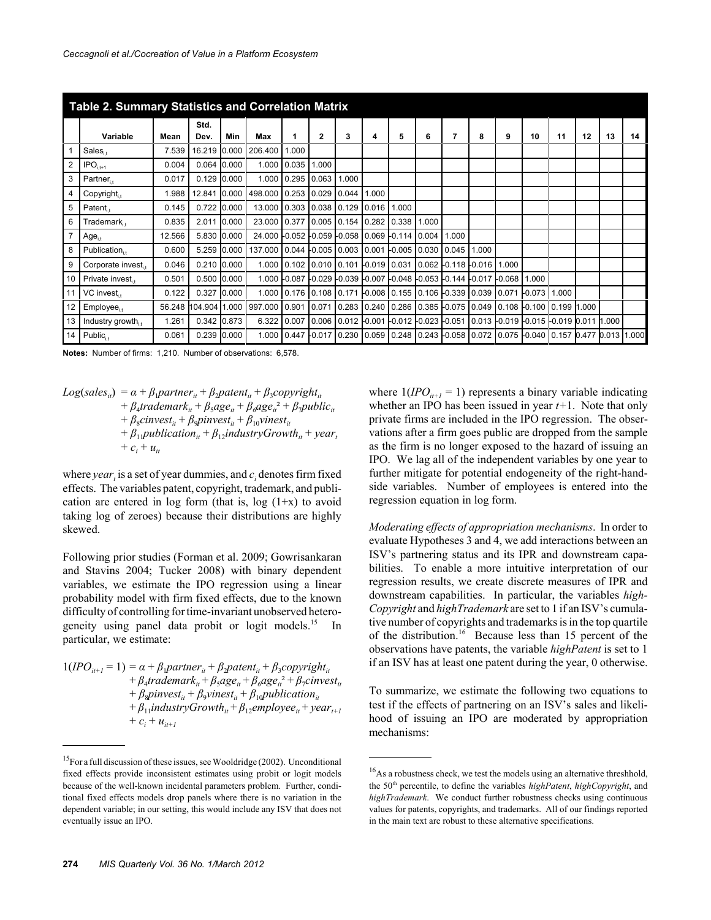**Table 2. Summary Statistics and Correlation Matrix**

| | Variable | Mean | Std. Dev. | Min | Max | 1 | 2 | 3 | 4 | 5 | 6 | 7 | 8 | 9 | 10 | 11 | 12 | 13 | 14 |
|---|---|---|---|---|---|---|---|---|---|---|---|---|---|---|---|---|---|---|---|
| 1 | $Sales_{i,t}$ | 7.539 | 16.219 | 0.000 | 206.400 | 1.000 | | | | | | | | | | | | | |
| 2 | $IPO_{i,t+1}$ | 0.004 | 0.064 | 0.000 | 1.000 | 0.035 | 1.000 | | | | | | | | | | | | |
| 3 | $Partner_{i,t}$ | 0.017 | 0.129 | 0.000 | 1.000 | 0.295 | 0.063 | 1.000 | | | | | | | | | | | |
| 4 | $Copyright_{i,t}$ | 1.988 | 12.841 | 0.000 | 498.000 | 0.253 | 0.029 | 0.044 | 1.000 | | | | | | | | | | |
| 5 | $Patent_{i,t}$ | 0.145 | 0.722 | 0.000 | 13.000 | 0.303 | 0.038 | 0.129 | 0.016 | 1.000 | | | | | | | | | |
| 6 | $Trademark_{i,t}$ | 0.835 | 2.011 | 0.000 | 23.000 | 0.377 | 0.005 | 0.154 | 0.282 | 0.338 | 1.000 | | | | | | | | |
| 7 | $Age_{i,t}$ | 12.566 | 5.830 | 0.000 | 24.000 | -0.052 | -0.059 | -0.058 | 0.069 | -0.114 | 0.004 | 1.000 | | | | | | | |
| 8 | $Publication_{i,t}$ | 0.600 | 5.259 | 0.000 | 137.000 | 0.044 | -0.005 | 0.003 | 0.001 | -0.005 | 0.030 | 0.045 | 1.000 | | | | | | |
| 9 | $Corporate\ invest_{i,t}$ | 0.046 | 0.210 | 0.000 | 1.000 | 0.102 | 0.010 | 0.101 | -0.019 | 0.031 | 0.062 | -0.118 | -0.016 | 1.000 | | | | | |
| 10 | $Private\ invest_{i,t}$ | 0.501 | 0.500 | 0.000 | 1.000 | -0.087 | -0.029 | -0.039 | -0.007 | -0.048 | -0.053 | -0.144 | -0.017 | -0.068 | 1.000 | | | | |
| 11 | $VC\ invest_{i,t}$ | 0.122 | 0.327 | 0.000 | 1.000 | 0.176 | 0.108 | 0.171 | -0.008 | 0.155 | 0.106 | -0.339 | 0.039 | 0.071 | -0.073 | 1.000 | | | |
| 12 | $Employee_{i,t}$ | 56.248 | 104.904 | 1.000 | 997.000 | 0.901 | 0.071 | 0.283 | 0.240 | 0.286 | 0.385 | -0.075 | 0.049 | 0.108 | -0.100 | 0.199 | 1.000 | | |
| 13 | $Industry\ growth_{i,t}$ | 1.261 | 0.342 | 0.873 | 6.322 | 0.007 | 0.006 | 0.012 | -0.001 | -0.012 | -0.023 | -0.051 | 0.013 | -0.019 | -0.015 | -0.019 | 0.011 | 1.000 | |
| 14 | $Public_{i,t}$ | 0.061 | 0.239 | 0.000 | 1.000 | 0.447 | -0.017 | 0.230 | 0.059 | 0.248 | 0.243 | -0.058 | 0.072 | 0.075 | -0.040 | 0.157 | 0.477 | 0.013 | 1.000 |

**Notes:** Number of firms: 1,210. Number of observations: 6,578.

$$
\begin{aligned}
Log(sales_{it}) = {} & \alpha + \beta_1 partner_{it} + \beta_2 patent_{it} + \beta_3 copyright_{it} \\
& + \beta_4 trademark_{it} + \beta_5 age_{it} + \beta_6 age_{it}^2 + \beta_7 public_{it} \\
& + \beta_8 cinvest_{it} + \beta_9 pinvest_{it} + \beta_{10} vinest_{it} \\
& + \beta_{11} publication_{it} + \beta_{12} industryGrowth_{it} + year_t \\
& + c_i + u_{it}
\end{aligned}
$$

where $year_t$ is a set of year dummies, and $c_i$ denotes firm fixed effects. The variables patent, copyright, trademark, and publication are entered in log form (that is, log (1+x) to avoid taking log of zeroes) because their distributions are highly skewed.

Following prior studies (Forman et al. 2009; Gowrisankaran and Stavins 2004; Tucker 2008) with binary dependent variables, we estimate the IPO regression using a linear probability model with firm fixed effects, due to the known difficulty of controlling for time-invariant unobserved heterogeneity using panel data probit or logit models.[15] In particular, we estimate:

$$
\begin{aligned}
1(IPO_{it+1} = 1) = {} & \alpha + \beta_1 partner_{it} + \beta_2 patent_{it} + \beta_3 copyright_{it} \\
& + \beta_4 trademark_{it} + \beta_5 age_{it} + \beta_6 age_{it}^2 + \beta_7 cinvest_{it} \\
& + \beta_8 pinvest_{it} + \beta_9 vinest_{it} + \beta_{10} publication_{it} \\
& + \beta_{11} industryGrowth_{it} + \beta_{12} employee_{it} + year_{t+1} \\
& + c_i + u_{it+1}
\end{aligned}
$$

where $1(IPO_{it+1} = 1)$ represents a binary variable indicating whether an IPO has been issued in year $t+1$. Note that only private firms are included in the IPO regression. The observations after a firm goes public are dropped from the sample as the firm is no longer exposed to the hazard of issuing an IPO. We lag all of the independent variables by one year to further mitigate for potential endogeneity of the right-hand-side variables. Number of employees is entered into the regression equation in log form.

*Moderating effects of appropriation mechanisms*. In order to evaluate Hypotheses 3 and 4, we add interactions between an ISV's partnering status and its IPR and downstream capabilities. To enable a more intuitive interpretation of our regression results, we create discrete measures of IPR and downstream capabilities. In particular, the variables *highCopyright* and *highTrademark* are set to 1 if an ISV's cumulative number of copyrights and trademarks is in the top quartile of the distribution.[16] Because less than 15 percent of the observations have patents, the variable *highPatent* is set to 1 if an ISV has at least one patent during the year, 0 otherwise.

To summarize, we estimate the following two equations to test if the effects of partnering on an ISV's sales and likelihood of issuing an IPO are moderated by appropriation mechanisms:

---

[15] For a full discussion of these issues, see Wooldridge (2002). Unconditional fixed effects provide inconsistent estimates using probit or logit models because of the well-known incidental parameters problem. Further, conditional fixed effects models drop panels where there is no variation in the dependent variable; in our setting, this would include any ISV that does not eventually issue an IPO.

[16] As a robustness check, we test the models using an alternative threshhold, the 50th percentile, to define the variables *highPatent*, *highCopyright*, and *highTrademark*. We conduct further robustness checks using continuous values for patents, copyrights, and trademarks. All of our findings reported in the main text are robust to these alternative specifications.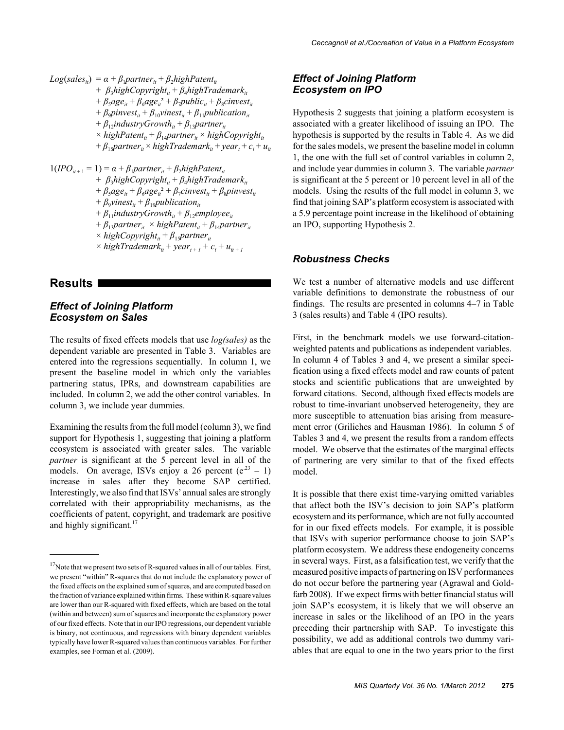$$
\begin{aligned}
Log(sales_{it}) = {} & \alpha + \beta_1 partner_{it} + \beta_2 highPatent_{it} \\
& + \beta_3 highCopyright_{it} + \beta_4 highTrademark_{it} \\
& + \beta_5 age_{it} + \beta_6 age_{it}^2 + \beta_7 public_{it} + \beta_8 cinvest_{it} \\
& + \beta_9 pinvest_{it} + \beta_{10} vinest_{it} + \beta_{11} publication_{it} \\
& + \beta_{12} industryGrowth_{it} + \beta_{13} partner_{it} \\
& \times highPatent_{it} + \beta_{14} partner_{it} \times highCopyright_{it} \\
& + \beta_{15} partner_{it} \times highTrademark_{it} + year_t + c_i + u_{it}
\end{aligned}
$$

$$
\begin{aligned}
1(IPO_{it+1} = 1) = {} & \alpha + \beta_1 partner_{it} + \beta_2 highPatent_{it} \\
& + \beta_3 highCopyright_{it} + \beta_4 highTrademark_{it} \\
& + \beta_5 age_{it} + \beta_6 age_{it}^2 + \beta_7 cinvest_{it} + \beta_8 pinvest_{it} \\
& + \beta_9 vinest_{it} + \beta_{19} publication_{it} \\
& + \beta_{11} industryGrowth_{it} + \beta_{12} employee_{it} \\
& + \beta_{13} partner_{it} \times highPatent_{it} + \beta_{14} partner_{it} \\
& \times highCopyright_{it} + \beta_{15} partner_{it} \\
& \times highTrademark_{it} + year_{t+1} + c_i + u_{it+1}
\end{aligned}
$$

## Results

### Effect of Joining Platform Ecosystem on Sales

The results of fixed effects models that use *log(sales)* as the dependent variable are presented in Table 3. Variables are entered into the regressions sequentially. In column 1, we present the baseline model in which only the variables partnering status, IPRs, and downstream capabilities are included. In column 2, we add the other control variables. In column 3, we include year dummies.

Examining the results from the full model (column 3), we find support for Hypothesis 1, suggesting that joining a platform ecosystem is associated with greater sales. The variable *partner* is significant at the 5 percent level in all of the models. On average, ISVs enjoy a 26 percent ($e^{.23} - 1$) increase in sales after they become SAP certified. Interestingly, we also find that ISVs' annual sales are strongly correlated with their appropriability mechanisms, as the coefficients of patent, copyright, and trademark are positive and highly significant.[17]

[17] Note that we present two sets of R-squared values in all of our tables. First, we present "within" R-squares that do not include the explanatory power of the fixed effects on the explained sum of squares, and are computed based on the fraction of variance explained within firms. These within R-square values are lower than our R-squared with fixed effects, which are based on the total (within and between) sum of squares and incorporate the explanatory power of our fixed effects. Note that in our IPO regressions, our dependent variable is binary, not continuous, and regressions with binary dependent variables typically have lower R-squared values than continuous variables. For further examples, see Forman et al. (2009).

### Effect of Joining Platform Ecosystem on IPO

Hypothesis 2 suggests that joining a platform ecosystem is associated with a greater likelihood of issuing an IPO. The hypothesis is supported by the results in Table 4. As we did for the sales models, we present the baseline model in column 1, the one with the full set of control variables in column 2, and include year dummies in column 3. The variable *partner* is significant at the 5 percent or 10 percent level in all of the models. Using the results of the full model in column 3, we find that joining SAP's platform ecosystem is associated with a 5.9 percentage point increase in the likelihood of obtaining an IPO, supporting Hypothesis 2.

### Robustness Checks

We test a number of alternative models and use different variable definitions to demonstrate the robustness of our findings. The results are presented in columns 4–7 in Table 3 (sales results) and Table 4 (IPO results).

First, in the benchmark models we use forward-citation-weighted patents and publications as independent variables. In column 4 of Tables 3 and 4, we present a similar specification using a fixed effects model and raw counts of patent stocks and scientific publications that are unweighted by forward citations. Second, although fixed effects models are robust to time-invariant unobserved heterogeneity, they are more susceptible to attenuation bias arising from measurement error (Griliches and Hausman 1986). In column 5 of Tables 3 and 4, we present the results from a random effects model. We observe that the estimates of the marginal effects of partnering are very similar to that of the fixed effects model.

It is possible that there exist time-varying omitted variables that affect both the ISV's decision to join SAP's platform ecosystem and its performance, which are not fully accounted for in our fixed effects models. For example, it is possible that ISVs with superior performance choose to join SAP's platform ecosystem. We address these endogeneity concerns in several ways. First, as a falsification test, we verify that the measured positive impacts of partnering on ISV performances do not occur before the partnering year (Agrawal and Goldfarb 2008). If we expect firms with better financial status will join SAP's ecosystem, it is likely that we will observe an increase in sales or the likelihood of an IPO in the years preceding their partnership with SAP. To investigate this possibility, we add as additional controls two dummy variables that are equal to one in the two years prior to the first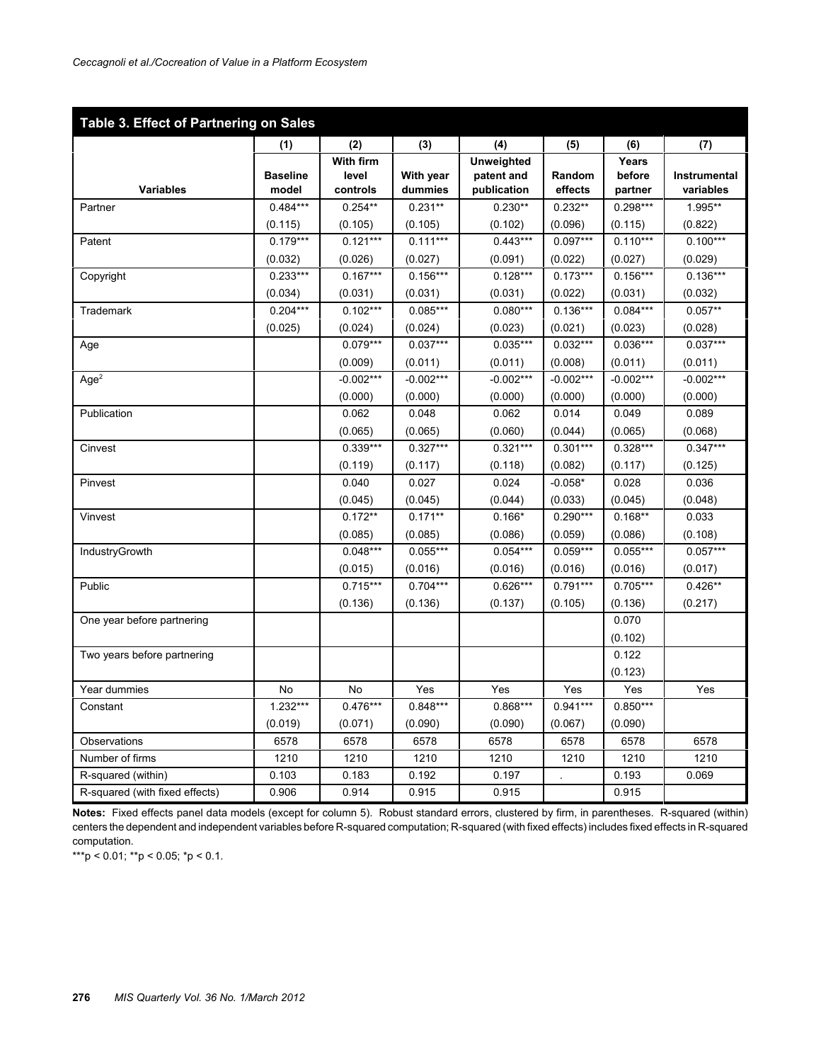**Table 3. Effect of Partnering on Sales**

| Variables | (1) Baseline model | (2) With firm level controls | (3) With year dummies | (4) Unweighted patent and publication | (5) Random effects | (6) Years before partner | (7) Instrumental variables |
|---|---|---|---|---|---|---|---|
| Partner | 0.484*** | 0.254** | 0.231** | 0.230** | 0.232** | 0.298*** | 1.995** |
| | (0.115) | (0.105) | (0.105) | (0.102) | (0.096) | (0.115) | (0.822) |
| Patent | 0.179*** | 0.121*** | 0.111*** | 0.443*** | 0.097*** | 0.110*** | 0.100*** |
| | (0.032) | (0.026) | (0.027) | (0.091) | (0.022) | (0.027) | (0.029) |
| Copyright | 0.233*** | 0.167*** | 0.156*** | 0.128*** | 0.173*** | 0.156*** | 0.136*** |
| | (0.034) | (0.031) | (0.031) | (0.031) | (0.022) | (0.031) | (0.032) |
| Trademark | 0.204*** | 0.102*** | 0.085*** | 0.080*** | 0.136*** | 0.084*** | 0.057** |
| | (0.025) | (0.024) | (0.024) | (0.023) | (0.021) | (0.023) | (0.028) |
| Age | | 0.079*** | 0.037*** | 0.035*** | 0.032*** | 0.036*** | 0.037*** |
| | | (0.009) | (0.011) | (0.011) | (0.008) | (0.011) | (0.011) |
| $Age^2$ | | -0.002*** | -0.002*** | -0.002*** | -0.002*** | -0.002*** | -0.002*** |
| | | (0.000) | (0.000) | (0.000) | (0.000) | (0.000) | (0.000) |
| Publication | | 0.062 | 0.048 | 0.062 | 0.014 | 0.049 | 0.089 |
| | | (0.065) | (0.065) | (0.060) | (0.044) | (0.065) | (0.068) |
| Cinvest | | 0.339*** | 0.327*** | 0.321*** | 0.301*** | 0.328*** | 0.347*** |
| | | (0.119) | (0.117) | (0.118) | (0.082) | (0.117) | (0.125) |
| Pinvest | | 0.040 | 0.027 | 0.024 | -0.058* | 0.028 | 0.036 |
| | | (0.045) | (0.045) | (0.044) | (0.033) | (0.045) | (0.048) |
| Vinvest | | 0.172** | 0.171** | 0.166* | 0.290*** | 0.168** | 0.033 |
| | | (0.085) | (0.085) | (0.086) | (0.059) | (0.086) | (0.108) |
| IndustryGrowth | | 0.048*** | 0.055*** | 0.054*** | 0.059*** | 0.055*** | 0.057*** |
| | | (0.015) | (0.016) | (0.016) | (0.016) | (0.016) | (0.017) |
| Public | | 0.715*** | 0.704*** | 0.626*** | 0.791*** | 0.705*** | 0.426** |
| | | (0.136) | (0.136) | (0.137) | (0.105) | (0.136) | (0.217) |
| One year before partnering | | | | | | 0.070 | |
| | | | | | | (0.102) | |
| Two years before partnering | | | | | | 0.122 | |
| | | | | | | (0.123) | |
| Year dummies | No | No | Yes | Yes | Yes | Yes | Yes |
| Constant | 1.232*** | 0.476*** | 0.848*** | 0.868*** | 0.941*** | 0.850*** | |
| | (0.019) | (0.071) | (0.090) | (0.090) | (0.067) | (0.090) | |
| Observations | 6578 | 6578 | 6578 | 6578 | 6578 | 6578 | 6578 |
| Number of firms | 1210 | 1210 | 1210 | 1210 | 1210 | 1210 | 1210 |
| R-squared (within) | 0.103 | 0.183 | 0.192 | 0.197 | . | 0.193 | 0.069 |
| R-squared (with fixed effects) | 0.906 | 0.914 | 0.915 | 0.915 | | 0.915 | |

**Notes:** Fixed effects panel data models (except for column 5). Robust standard errors, clustered by firm, in parentheses. R-squared (within) centers the dependent and independent variables before R-squared computation; R-squared (with fixed effects) includes fixed effects in R-squared computation.

***$p < 0.01$; **$p < 0.05$; *$p < 0.1$.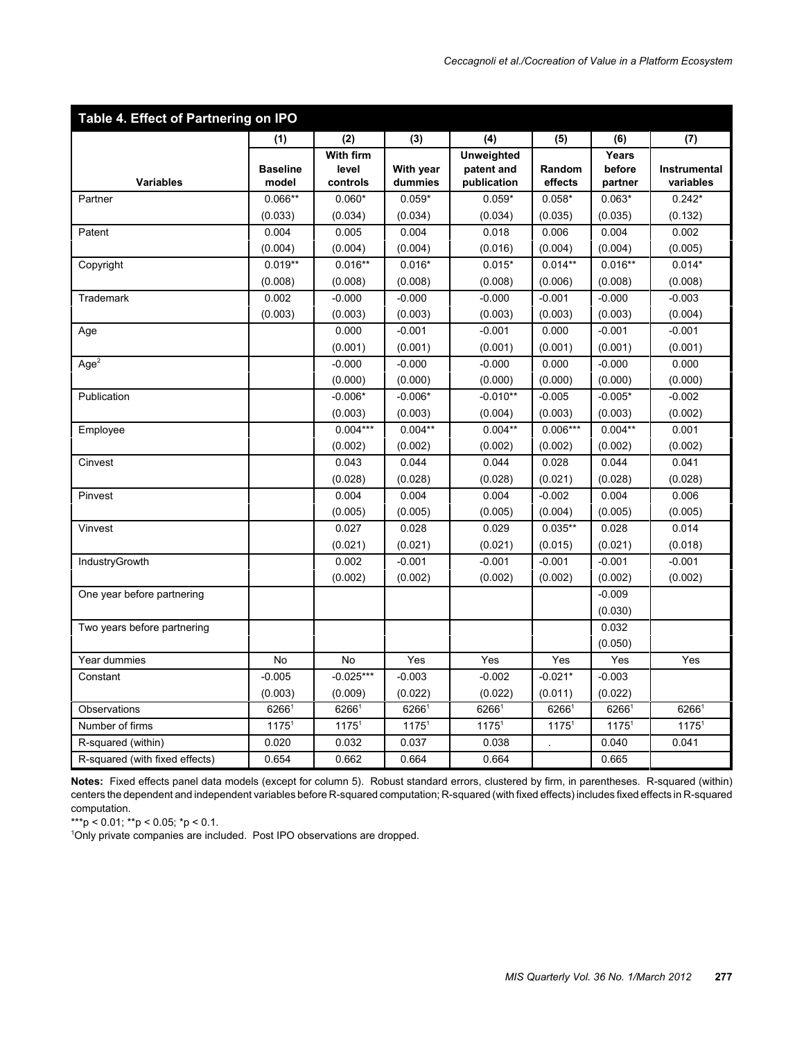## Table 4. Effect of Partnering on IPO

| Variables | (1) Baseline model | (2) With firm level controls | (3) With year dummies | (4) Unweighted patent and publication | (5) Random effects | (6) Years before partner | (7) Instrumental variables |
|---|---|---|---|---|---|---|---|
| Partner | 0.066** | 0.060* | 0.059* | 0.059* | 0.058* | 0.063* | 0.242* |
| | (0.033) | (0.034) | (0.034) | (0.034) | (0.035) | (0.035) | (0.132) |
| Patent | 0.004 | 0.005 | 0.004 | 0.018 | 0.006 | 0.004 | 0.002 |
| | (0.004) | (0.004) | (0.004) | (0.016) | (0.004) | (0.004) | (0.005) |
| Copyright | 0.019** | 0.016** | 0.016* | 0.015* | 0.014** | 0.016** | 0.014* |
| | (0.008) | (0.008) | (0.008) | (0.008) | (0.006) | (0.008) | (0.008) |
| Trademark | 0.002 | -0.000 | -0.000 | -0.000 | -0.001 | -0.000 | -0.003 |
| | (0.003) | (0.003) | (0.003) | (0.003) | (0.003) | (0.003) | (0.004) |
| Age | | 0.000 | -0.001 | -0.001 | 0.000 | -0.001 | -0.001 |
| | | (0.001) | (0.001) | (0.001) | (0.001) | (0.001) | (0.001) |
| $Age^2$ | | -0.000 | -0.000 | -0.000 | 0.000 | -0.000 | 0.000 |
| | | (0.000) | (0.000) | (0.000) | (0.000) | (0.000) | (0.000) |
| Publication | | -0.006* | -0.006* | -0.010** | -0.005 | -0.005* | -0.002 |
| | | (0.003) | (0.003) | (0.004) | (0.003) | (0.003) | (0.002) |
| Employee | | 0.004*** | 0.004** | 0.004** | 0.006*** | 0.004** | 0.001 |
| | | (0.002) | (0.002) | (0.002) | (0.002) | (0.002) | (0.002) |
| Cinvest | | 0.043 | 0.044 | 0.044 | 0.028 | 0.044 | 0.041 |
| | | (0.028) | (0.028) | (0.028) | (0.021) | (0.028) | (0.028) |
| Pinvest | | 0.004 | 0.004 | 0.004 | -0.002 | 0.004 | 0.006 |
| | | (0.005) | (0.005) | (0.005) | (0.004) | (0.005) | (0.005) |
| Vinvest | | 0.027 | 0.028 | 0.029 | 0.035** | 0.028 | 0.014 |
| | | (0.021) | (0.021) | (0.021) | (0.015) | (0.021) | (0.018) |
| IndustryGrowth | | 0.002 | -0.001 | -0.001 | -0.001 | -0.001 | -0.001 |
| | | (0.002) | (0.002) | (0.002) | (0.002) | (0.002) | (0.002) |
| One year before partnering | | | | | | -0.009 | |
| | | | | | | (0.030) | |
| Two years before partnering | | | | | | 0.032 | |
| | | | | | | (0.050) | |
| Year dummies | No | No | Yes | Yes | Yes | Yes | Yes |
| Constant | -0.005 | -0.025*** | -0.003 | -0.002 | -0.021* | -0.003 | |
| | (0.003) | (0.009) | (0.022) | (0.022) | (0.011) | (0.022) | |
| Observations | 6266[1] | 6266[1] | 6266[1] | 6266[1] | 6266[1] | 6266[1] | 6266[1] |
| Number of firms | 1175[1] | 1175[1] | 1175[1] | 1175[1] | 1175[1] | 1175[1] | 1175[1] |
| R-squared (within) | 0.020 | 0.032 | 0.037 | 0.038 | . | 0.040 | 0.041 |
| R-squared (with fixed effects) | 0.654 | 0.662 | 0.664 | 0.664 | | 0.665 | |

**Notes:** Fixed effects panel data models (except for column 5). Robust standard errors, clustered by firm, in parentheses. R-squared (within) centers the dependent and independent variables before R-squared computation; R-squared (with fixed effects) includes fixed effects in R-squared computation.

***p < 0.01; **p < 0.05; *p < 0.1.

[1]Only private companies are included. Post IPO observations are dropped.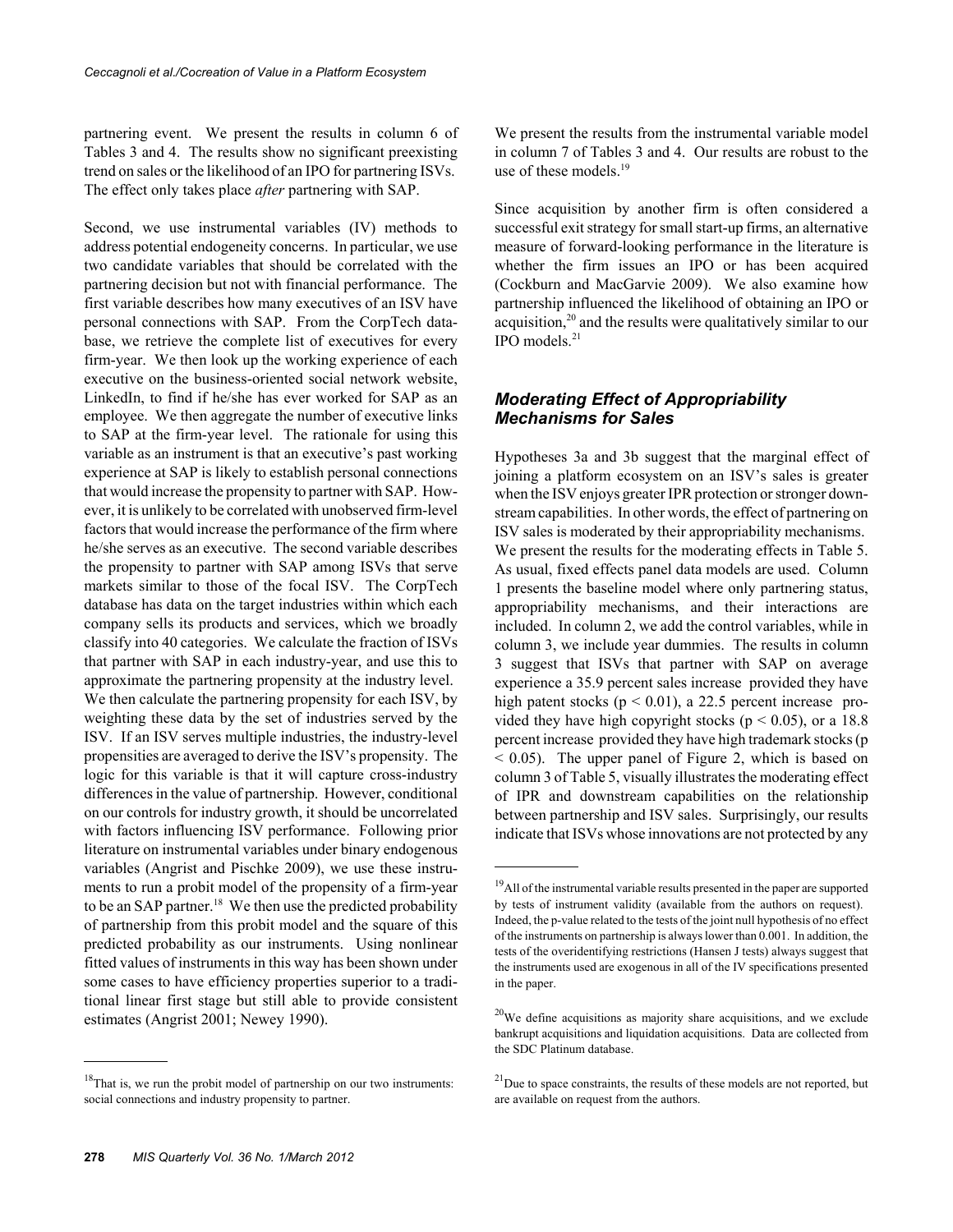partnering event. We present the results in column 6 of Tables 3 and 4. The results show no significant preexisting trend on sales or the likelihood of an IPO for partnering ISVs. The effect only takes place *after* partnering with SAP.

Second, we use instrumental variables (IV) methods to address potential endogeneity concerns. In particular, we use two candidate variables that should be correlated with the partnering decision but not with financial performance. The first variable describes how many executives of an ISV have personal connections with SAP. From the CorpTech database, we retrieve the complete list of executives for every firm-year. We then look up the working experience of each executive on the business-oriented social network website, LinkedIn, to find if he/she has ever worked for SAP as an employee. We then aggregate the number of executive links to SAP at the firm-year level. The rationale for using this variable as an instrument is that an executive's past working experience at SAP is likely to establish personal connections that would increase the propensity to partner with SAP. However, it is unlikely to be correlated with unobserved firm-level factors that would increase the performance of the firm where he/she serves as an executive. The second variable describes the propensity to partner with SAP among ISVs that serve markets similar to those of the focal ISV. The CorpTech database has data on the target industries within which each company sells its products and services, which we broadly classify into 40 categories. We calculate the fraction of ISVs that partner with SAP in each industry-year, and use this to approximate the partnering propensity at the industry level. We then calculate the partnering propensity for each ISV, by weighting these data by the set of industries served by the ISV. If an ISV serves multiple industries, the industry-level propensities are averaged to derive the ISV's propensity. The logic for this variable is that it will capture cross-industry differences in the value of partnership. However, conditional on our controls for industry growth, it should be uncorrelated with factors influencing ISV performance. Following prior literature on instrumental variables under binary endogenous variables (Angrist and Pischke 2009), we use these instruments to run a probit model of the propensity of a firm-year to be an SAP partner.[18] We then use the predicted probability of partnership from this probit model and the square of this predicted probability as our instruments. Using nonlinear fitted values of instruments in this way has been shown under some cases to have efficiency properties superior to a traditional linear first stage but still able to provide consistent estimates (Angrist 2001; Newey 1990).

We present the results from the instrumental variable model in column 7 of Tables 3 and 4. Our results are robust to the use of these models.[19]

Since acquisition by another firm is often considered a successful exit strategy for small start-up firms, an alternative measure of forward-looking performance in the literature is whether the firm issues an IPO or has been acquired (Cockburn and MacGarvie 2009). We also examine how partnership influenced the likelihood of obtaining an IPO or acquisition,[20] and the results were qualitatively similar to our IPO models.[21]

### *Moderating Effect of Appropriability Mechanisms for Sales*

Hypotheses 3a and 3b suggest that the marginal effect of joining a platform ecosystem on an ISV's sales is greater when the ISV enjoys greater IPR protection or stronger downstream capabilities. In other words, the effect of partnering on ISV sales is moderated by their appropriability mechanisms. We present the results for the moderating effects in Table 5. As usual, fixed effects panel data models are used. Column 1 presents the baseline model where only partnering status, appropriability mechanisms, and their interactions are included. In column 2, we add the control variables, while in column 3, we include year dummies. The results in column 3 suggest that ISVs that partner with SAP on average experience a 35.9 percent sales increase provided they have high patent stocks ($p < 0.01$), a 22.5 percent increase provided they have high copyright stocks ($p < 0.05$), or a 18.8 percent increase provided they have high trademark stocks ($p < 0.05$). The upper panel of Figure 2, which is based on column 3 of Table 5, visually illustrates the moderating effect of IPR and downstream capabilities on the relationship between partnership and ISV sales. Surprisingly, our results indicate that ISVs whose innovations are not protected by any

---

[18] That is, we run the probit model of partnership on our two instruments: social connections and industry propensity to partner.

[19] All of the instrumental variable results presented in the paper are supported by tests of instrument validity (available from the authors on request). Indeed, the p-value related to the tests of the joint null hypothesis of no effect of the instruments on partnership is always lower than 0.001. In addition, the tests of the overidentifying restrictions (Hansen J tests) always suggest that the instruments used are exogenous in all of the IV specifications presented in the paper.

[20] We define acquisitions as majority share acquisitions, and we exclude bankrupt acquisitions and liquidation acquisitions. Data are collected from the SDC Platinum database.

[21] Due to space constraints, the results of these models are not reported, but are available on request from the authors.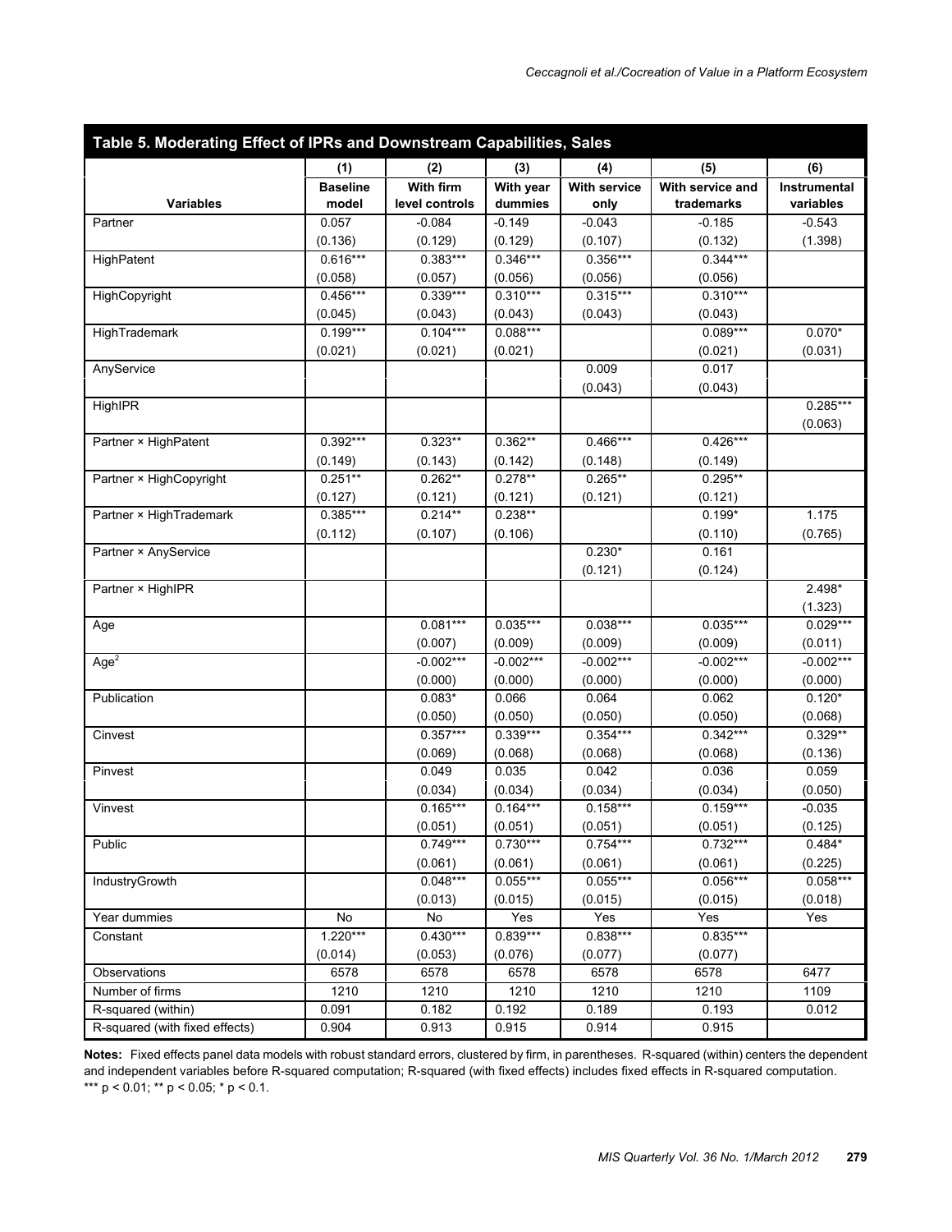**Table 5. Moderating Effect of IPRs and Downstream Capabilities, Sales**

| Variables | (1) Baseline model | (2) With firm level controls | (3) With year dummies | (4) With service only | (5) With service and trademarks | (6) Instrumental variables |
|---|---|---|---|---|---|---|
| Partner | 0.057 | -0.084 | -0.149 | -0.043 | -0.185 | -0.543 |
| | (0.136) | (0.129) | (0.129) | (0.107) | (0.132) | (1.398) |
| HighPatent | 0.616*** | 0.383*** | 0.346*** | 0.356*** | 0.344*** | |
| | (0.058) | (0.057) | (0.056) | (0.056) | (0.056) | |
| HighCopyright | 0.456*** | 0.339*** | 0.310*** | 0.315*** | 0.310*** | |
| | (0.045) | (0.043) | (0.043) | (0.043) | (0.043) | |
| HighTrademark | 0.199*** | 0.104*** | 0.088*** | | 0.089*** | 0.070* |
| | (0.021) | (0.021) | (0.021) | | (0.021) | (0.031) |
| AnyService | | | | 0.009 | 0.017 | |
| | | | | (0.043) | (0.043) | |
| HighIPR | | | | | | 0.285*** |
| | | | | | | (0.063) |
| Partner × HighPatent | 0.392*** | 0.323** | 0.362** | 0.466*** | 0.426*** | |
| | (0.149) | (0.143) | (0.142) | (0.148) | (0.149) | |
| Partner × HighCopyright | 0.251** | 0.262** | 0.278** | 0.265** | 0.295** | |
| | (0.127) | (0.121) | (0.121) | (0.121) | (0.121) | |
| Partner × HighTrademark | 0.385*** | 0.214** | 0.238** | | 0.199* | 1.175 |
| | (0.112) | (0.107) | (0.106) | | (0.110) | (0.765) |
| Partner × AnyService | | | | 0.230* | 0.161 | |
| | | | | (0.121) | (0.124) | |
| Partner × HighIPR | | | | | | 2.498* |
| | | | | | | (1.323) |
| Age | | 0.081*** | 0.035*** | 0.038*** | 0.035*** | 0.029*** |
| | | (0.007) | (0.009) | (0.009) | (0.009) | (0.011) |
| $Age^2$ | | -0.002*** | -0.002*** | -0.002*** | -0.002*** | -0.002*** |
| | | (0.000) | (0.000) | (0.000) | (0.000) | (0.000) |
| Publication | | 0.083* | 0.066 | 0.064 | 0.062 | 0.120* |
| | | (0.050) | (0.050) | (0.050) | (0.050) | (0.068) |
| Cinvest | | 0.357*** | 0.339*** | 0.354*** | 0.342*** | 0.329** |
| | | (0.069) | (0.068) | (0.068) | (0.068) | (0.136) |
| Pinvest | | 0.049 | 0.035 | 0.042 | 0.036 | 0.059 |
| | | (0.034) | (0.034) | (0.034) | (0.034) | (0.050) |
| Vinvest | | 0.165*** | 0.164*** | 0.158*** | 0.159*** | -0.035 |
| | | (0.051) | (0.051) | (0.051) | (0.051) | (0.125) |
| Public | | 0.749*** | 0.730*** | 0.754*** | 0.732*** | 0.484* |
| | | (0.061) | (0.061) | (0.061) | (0.061) | (0.225) |
| IndustryGrowth | | 0.048*** | 0.055*** | 0.055*** | 0.056*** | 0.058*** |
| | | (0.013) | (0.015) | (0.015) | (0.015) | (0.018) |
| Year dummies | No | No | Yes | Yes | Yes | Yes |
| Constant | 1.220*** | 0.430*** | 0.839*** | 0.838*** | 0.835*** | |
| | (0.014) | (0.053) | (0.076) | (0.077) | (0.077) | |
| Observations | 6578 | 6578 | 6578 | 6578 | 6578 | 6477 |
| Number of firms | 1210 | 1210 | 1210 | 1210 | 1210 | 1109 |
| R-squared (within) | 0.091 | 0.182 | 0.192 | 0.189 | 0.193 | 0.012 |
| R-squared (with fixed effects) | 0.904 | 0.913 | 0.915 | 0.914 | 0.915 | |

**Notes:** Fixed effects panel data models with robust standard errors, clustered by firm, in parentheses. R-squared (within) centers the dependent and independent variables before R-squared computation; R-squared (with fixed effects) includes fixed effects in R-squared computation.
*** $p < 0.01$; ** $p < 0.05$; * $p < 0.1$.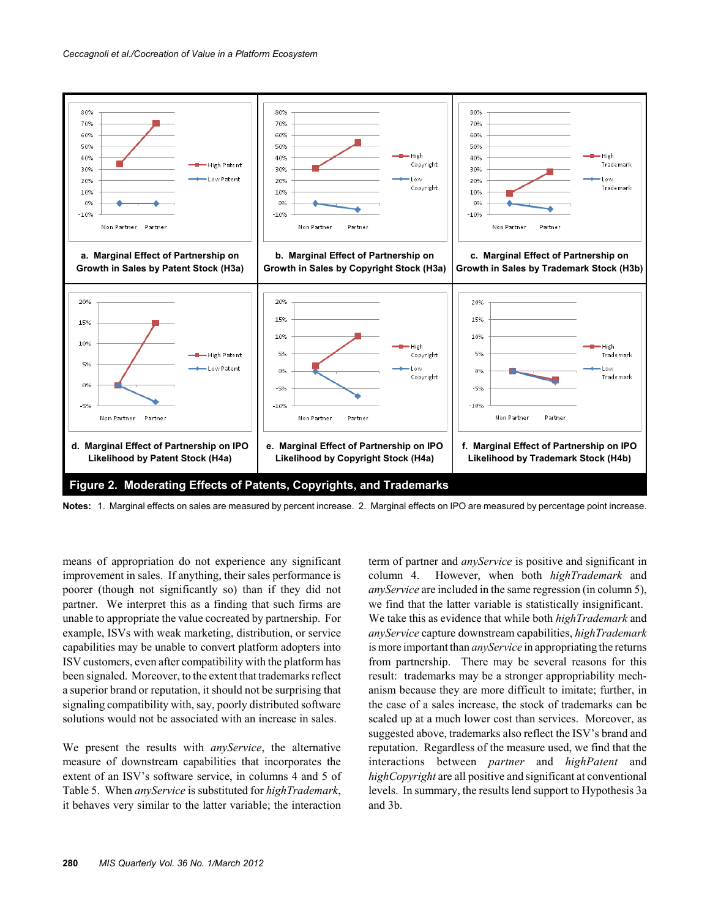a. Marginal Effect of Partnership on Growth in Sales by Patent Stock (H3a)

b. Marginal Effect of Partnership on Growth in Sales by Copyright Stock (H3a)

c. Marginal Effect of Partnership on Growth in Sales by Trademark Stock (H3b)

d. Marginal Effect of Partnership on IPO Likelihood by Patent Stock (H4a)

e. Marginal Effect of Partnership on IPO Likelihood by Copyright Stock (H4a)

f. Marginal Effect of Partnership on IPO Likelihood by Trademark Stock (H4b)

**Figure 2. Moderating Effects of Patents, Copyrights, and Trademarks**

**Notes:** 1. Marginal effects on sales are measured by percent increase. 2. Marginal effects on IPO are measured by percentage point increase.

means of appropriation do not experience any significant improvement in sales. If anything, their sales performance is poorer (though not significantly so) than if they did not partner. We interpret this as a finding that such firms are unable to appropriate the value cocreated by partnership. For example, ISVs with weak marketing, distribution, or service capabilities may be unable to convert platform adopters into ISV customers, even after compatibility with the platform has been signaled. Moreover, to the extent that trademarks reflect a superior brand or reputation, it should not be surprising that signaling compatibility with, say, poorly distributed software solutions would not be associated with an increase in sales.

We present the results with *anyService*, the alternative measure of downstream capabilities that incorporates the extent of an ISV's software service, in columns 4 and 5 of Table 5. When *anyService* is substituted for *highTrademark*, it behaves very similar to the latter variable; the interaction term of partner and *anyService* is positive and significant in column 4. However, when both *highTrademark* and *anyService* are included in the same regression (in column 5), we find that the latter variable is statistically insignificant. We take this as evidence that while both *highTrademark* and *anyService* capture downstream capabilities, *highTrademark* is more important than *anyService* in appropriating the returns from partnership. There may be several reasons for this result: trademarks may be a stronger appropriability mechanism because they are more difficult to imitate; further, in the case of a sales increase, the stock of trademarks can be scaled up at a much lower cost than services. Moreover, as suggested above, trademarks also reflect the ISV's brand and reputation. Regardless of the measure used, we find that the interactions between *partner* and *highPatent* and *highCopyright* are all positive and significant at conventional levels. In summary, the results lend support to Hypothesis 3a and 3b.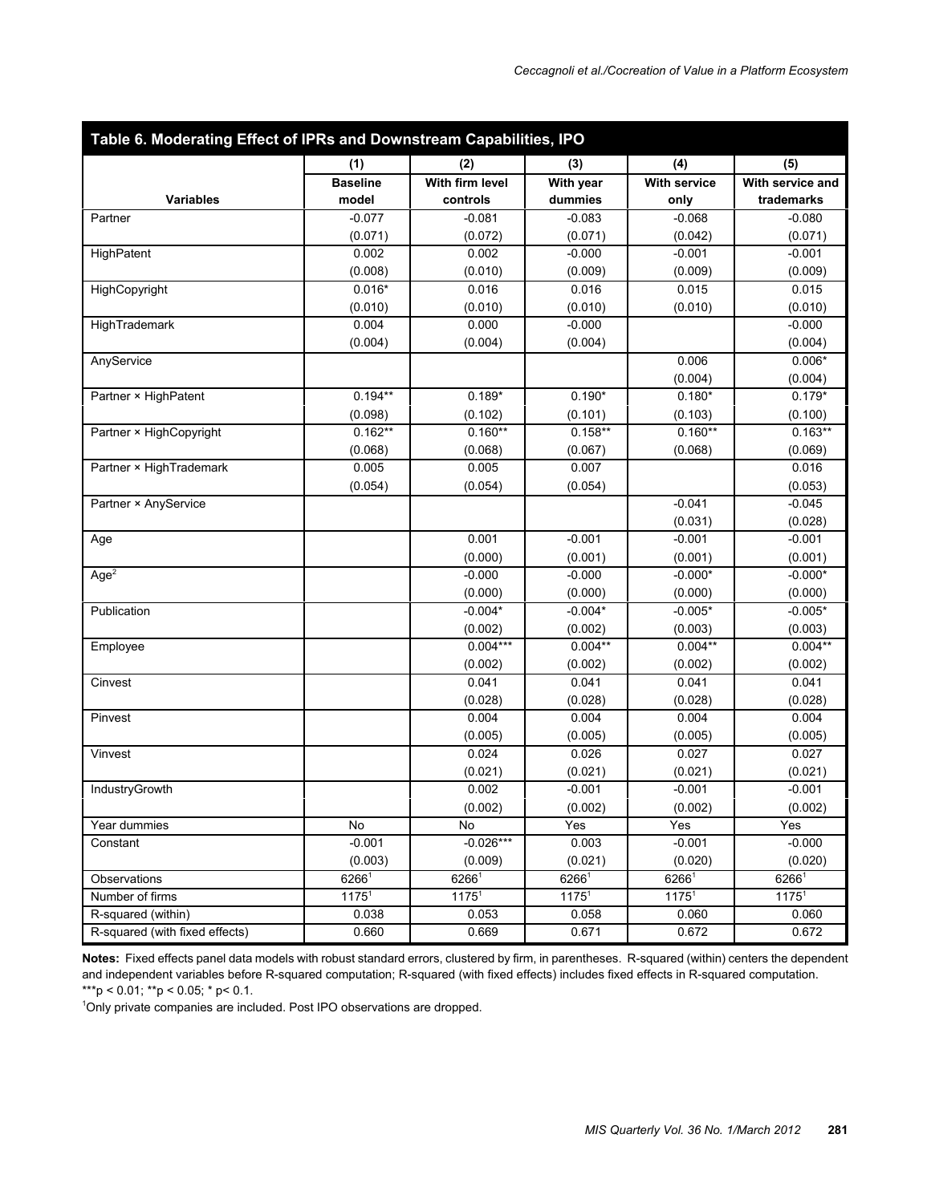## Table 6. Moderating Effect of IPRs and Downstream Capabilities, IPO

| Variables | (1) Baseline model | (2) With firm level controls | (3) With year dummies | (4) With service only | (5) With service and trademarks |
|---|---|---|---|---|---|
| Partner | -0.077 | -0.081 | -0.083 | -0.068 | -0.080 |
| | (0.071) | (0.072) | (0.071) | (0.042) | (0.071) |
| HighPatent | 0.002 | 0.002 | -0.000 | -0.001 | -0.001 |
| | (0.008) | (0.010) | (0.009) | (0.009) | (0.009) |
| HighCopyright | 0.016* | 0.016 | 0.016 | 0.015 | 0.015 |
| | (0.010) | (0.010) | (0.010) | (0.010) | (0.010) |
| HighTrademark | 0.004 | 0.000 | -0.000 | | -0.000 |
| | (0.004) | (0.004) | (0.004) | | (0.004) |
| AnyService | | | | 0.006 | 0.006* |
| | | | | (0.004) | (0.004) |
| Partner × HighPatent | 0.194** | 0.189* | 0.190* | 0.180* | 0.179* |
| | (0.098) | (0.102) | (0.101) | (0.103) | (0.100) |
| Partner × HighCopyright | 0.162** | 0.160** | 0.158** | 0.160** | 0.163** |
| | (0.068) | (0.068) | (0.067) | (0.068) | (0.069) |
| Partner × HighTrademark | 0.005 | 0.005 | 0.007 | | 0.016 |
| | (0.054) | (0.054) | (0.054) | | (0.053) |
| Partner × AnyService | | | | -0.041 | -0.045 |
| | | | | (0.031) | (0.028) |
| Age | | 0.001 | -0.001 | -0.001 | -0.001 |
| | | (0.000) | (0.001) | (0.001) | (0.001) |
| $Age^2$ | | -0.000 | -0.000 | -0.000* | -0.000* |
| | | (0.000) | (0.000) | (0.000) | (0.000) |
| Publication | | -0.004* | -0.004* | -0.005* | -0.005* |
| | | (0.002) | (0.002) | (0.003) | (0.003) |
| Employee | | 0.004*** | 0.004** | 0.004** | 0.004** |
| | | (0.002) | (0.002) | (0.002) | (0.002) |
| Cinvest | | 0.041 | 0.041 | 0.041 | 0.041 |
| | | (0.028) | (0.028) | (0.028) | (0.028) |
| Pinvest | | 0.004 | 0.004 | 0.004 | 0.004 |
| | | (0.005) | (0.005) | (0.005) | (0.005) |
| Vinvest | | 0.024 | 0.026 | 0.027 | 0.027 |
| | | (0.021) | (0.021) | (0.021) | (0.021) |
| IndustryGrowth | | 0.002 | -0.001 | -0.001 | -0.001 |
| | | (0.002) | (0.002) | (0.002) | (0.002) |
| Year dummies | No | No | Yes | Yes | Yes |
| Constant | -0.001 | -0.026*** | 0.003 | -0.001 | -0.000 |
| | (0.003) | (0.009) | (0.021) | (0.020) | (0.020) |
| Observations | 6266[1] | 6266[1] | 6266[1] | 6266[1] | 6266[1] |
| Number of firms | 1175[1] | 1175[1] | 1175[1] | 1175[1] | 1175[1] |
| R-squared (within) | 0.038 | 0.053 | 0.058 | 0.060 | 0.060 |
| R-squared (with fixed effects) | 0.660 | 0.669 | 0.671 | 0.672 | 0.672 |

**Notes:** Fixed effects panel data models with robust standard errors, clustered by firm, in parentheses. R-squared (within) centers the dependent and independent variables before R-squared computation; R-squared (with fixed effects) includes fixed effects in R-squared computation. ***p < 0.01; **p < 0.05; * p< 0.1.

[1]Only private companies are included. Post IPO observations are dropped.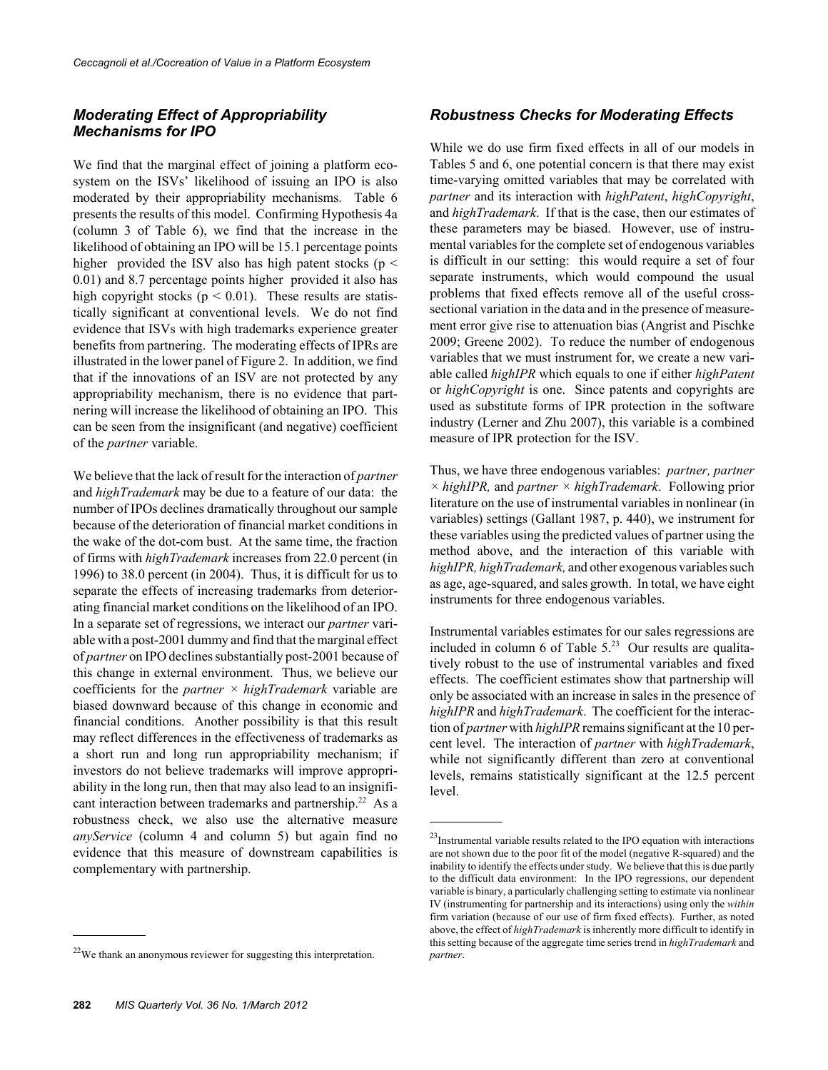### *Moderating Effect of Appropriability Mechanisms for IPO*

We find that the marginal effect of joining a platform ecosystem on the ISVs' likelihood of issuing an IPO is also moderated by their appropriability mechanisms. Table 6 presents the results of this model. Confirming Hypothesis 4a (column 3 of Table 6), we find that the increase in the likelihood of obtaining an IPO will be 15.1 percentage points higher provided the ISV also has high patent stocks ($p < 0.01$) and 8.7 percentage points higher provided it also has high copyright stocks ($p < 0.01$). These results are statistically significant at conventional levels. We do not find evidence that ISVs with high trademarks experience greater benefits from partnering. The moderating effects of IPRs are illustrated in the lower panel of Figure 2. In addition, we find that if the innovations of an ISV are not protected by any appropriability mechanism, there is no evidence that partnering will increase the likelihood of obtaining an IPO. This can be seen from the insignificant (and negative) coefficient of the *partner* variable.

We believe that the lack of result for the interaction of *partner* and *highTrademark* may be due to a feature of our data: the number of IPOs declines dramatically throughout our sample because of the deterioration of financial market conditions in the wake of the dot-com bust. At the same time, the fraction of firms with *highTrademark* increases from 22.0 percent (in 1996) to 38.0 percent (in 2004). Thus, it is difficult for us to separate the effects of increasing trademarks from deteriorating financial market conditions on the likelihood of an IPO. In a separate set of regressions, we interact our *partner* variable with a post-2001 dummy and find that the marginal effect of *partner* on IPO declines substantially post-2001 because of this change in external environment. Thus, we believe our coefficients for the *partner* × *highTrademark* variable are biased downward because of this change in economic and financial conditions. Another possibility is that this result may reflect differences in the effectiveness of trademarks as a short run and long run appropriability mechanism; if investors do not believe trademarks will improve appropriability in the long run, then that may also lead to an insignificant interaction between trademarks and partnership.[22] As a robustness check, we also use the alternative measure *anyService* (column 4 and column 5) but again find no evidence that this measure of downstream capabilities is complementary with partnership.

### *Robustness Checks for Moderating Effects*

While we do use firm fixed effects in all of our models in Tables 5 and 6, one potential concern is that there may exist time-varying omitted variables that may be correlated with *partner* and its interaction with *highPatent*, *highCopyright*, and *highTrademark*. If that is the case, then our estimates of these parameters may be biased. However, use of instrumental variables for the complete set of endogenous variables is difficult in our setting: this would require a set of four separate instruments, which would compound the usual problems that fixed effects remove all of the useful cross-sectional variation in the data and in the presence of measurement error give rise to attenuation bias (Angrist and Pischke 2009; Greene 2002). To reduce the number of endogenous variables that we must instrument for, we create a new variable called *highIPR* which equals to one if either *highPatent* or *highCopyright* is one. Since patents and copyrights are used as substitute forms of IPR protection in the software industry (Lerner and Zhu 2007), this variable is a combined measure of IPR protection for the ISV.

Thus, we have three endogenous variables: *partner, partner × highIPR,* and *partner × highTrademark*. Following prior literature on the use of instrumental variables in nonlinear (in variables) settings (Gallant 1987, p. 440), we instrument for these variables using the predicted values of partner using the method above, and the interaction of this variable with *highIPR, highTrademark,* and other exogenous variables such as age, age-squared, and sales growth. In total, we have eight instruments for three endogenous variables.

Instrumental variables estimates for our sales regressions are included in column 6 of Table 5.[23] Our results are qualitatively robust to the use of instrumental variables and fixed effects. The coefficient estimates show that partnership will only be associated with an increase in sales in the presence of *highIPR* and *highTrademark*. The coefficient for the interaction of *partner* with *highIPR* remains significant at the 10 percent level. The interaction of *partner* with *highTrademark*, while not significantly different than zero at conventional levels, remains statistically significant at the 12.5 percent level.

---

[22]We thank an anonymous reviewer for suggesting this interpretation.

[23]Instrumental variable results related to the IPO equation with interactions are not shown due to the poor fit of the model (negative R-squared) and the inability to identify the effects under study. We believe that this is due partly to the difficult data environment: In the IPO regressions, our dependent variable is binary, a particularly challenging setting to estimate via nonlinear IV (instrumenting for partnership and its interactions) using only the *within* firm variation (because of our use of firm fixed effects). Further, as noted above, the effect of *highTrademark* is inherently more difficult to identify in this setting because of the aggregate time series trend in *highTrademark* and *partner*.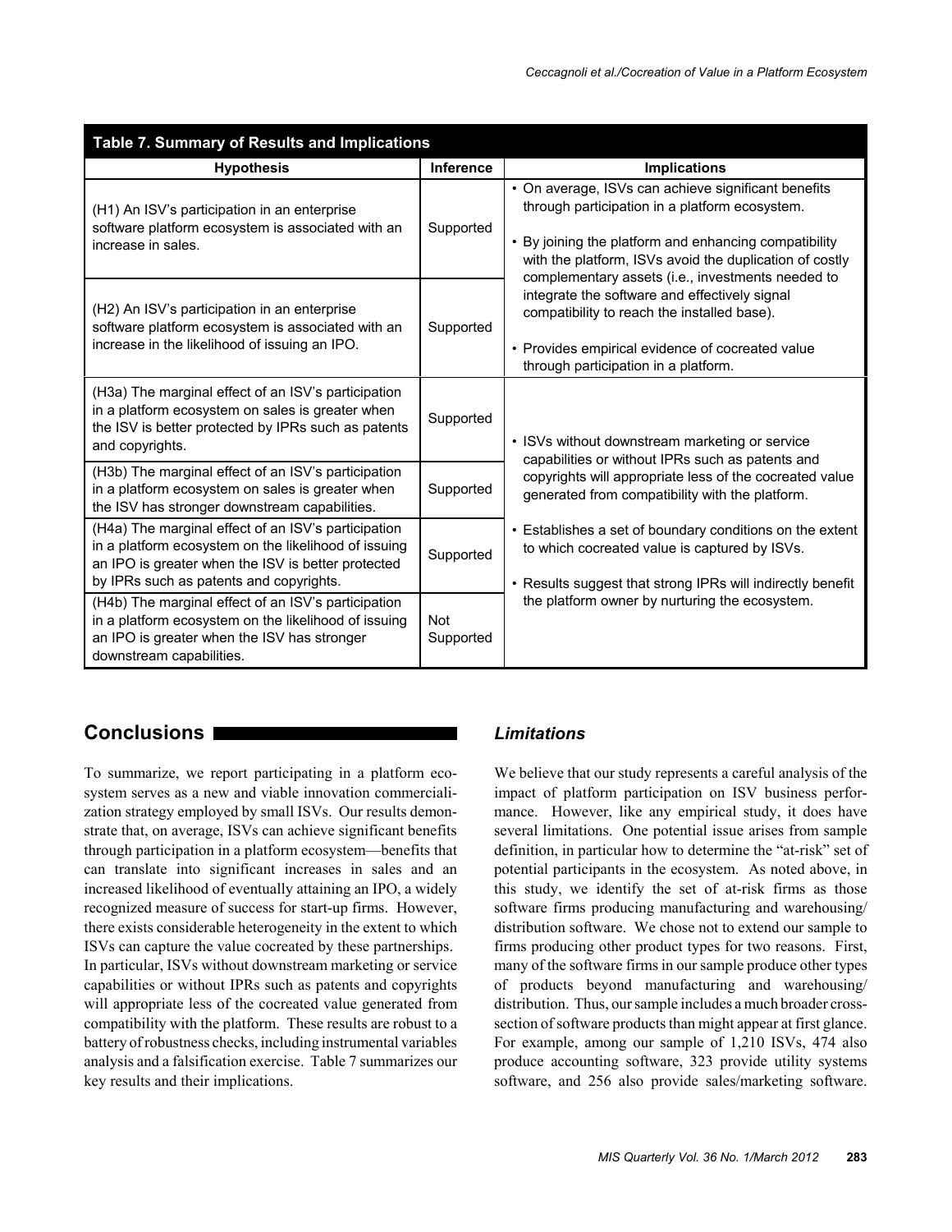**Table 7. Summary of Results and Implications**

| Hypothesis | Inference | Implications |
|---|---|---|
| (H1) An ISV's participation in an enterprise software platform ecosystem is associated with an increase in sales. | Supported | • On average, ISVs can achieve significant benefits through participation in a platform ecosystem. • By joining the platform and enhancing compatibility with the platform, ISVs avoid the duplication of costly complementary assets (i.e., investments needed to integrate the software and effectively signal compatibility to reach the installed base). • Provides empirical evidence of cocreated value through participation in a platform. |
| (H2) An ISV's participation in an enterprise software platform ecosystem is associated with an increase in the likelihood of issuing an IPO. | Supported | |
| (H3a) The marginal effect of an ISV's participation in a platform ecosystem on sales is greater when the ISV is better protected by IPRs such as patents and copyrights. | Supported | • ISVs without downstream marketing or service capabilities or without IPRs such as patents and copyrights will appropriate less of the cocreated value generated from compatibility with the platform. • Establishes a set of boundary conditions on the extent to which cocreated value is captured by ISVs. • Results suggest that strong IPRs will indirectly benefit the platform owner by nurturing the ecosystem. |
| (H3b) The marginal effect of an ISV's participation in a platform ecosystem on sales is greater when the ISV has stronger downstream capabilities. | Supported | |
| (H4a) The marginal effect of an ISV's participation in a platform ecosystem on the likelihood of issuing an IPO is greater when the ISV is better protected by IPRs such as patents and copyrights. | Supported | |
| (H4b) The marginal effect of an ISV's participation in a platform ecosystem on the likelihood of issuing an IPO is greater when the ISV has stronger downstream capabilities. | Not Supported | |

## Conclusions

To summarize, we report participating in a platform ecosystem serves as a new and viable innovation commercialization strategy employed by small ISVs. Our results demonstrate that, on average, ISVs can achieve significant benefits through participation in a platform ecosystem—benefits that can translate into significant increases in sales and an increased likelihood of eventually attaining an IPO, a widely recognized measure of success for start-up firms. However, there exists considerable heterogeneity in the extent to which ISVs can capture the value cocreated by these partnerships. In particular, ISVs without downstream marketing or service capabilities or without IPRs such as patents and copyrights will appropriate less of the cocreated value generated from compatibility with the platform. These results are robust to a battery of robustness checks, including instrumental variables analysis and a falsification exercise. Table 7 summarizes our key results and their implications.

### *Limitations*

We believe that our study represents a careful analysis of the impact of platform participation on ISV business performance. However, like any empirical study, it does have several limitations. One potential issue arises from sample definition, in particular how to determine the "at-risk" set of potential participants in the ecosystem. As noted above, in this study, we identify the set of at-risk firms as those software firms producing manufacturing and warehousing/distribution software. We chose not to extend our sample to firms producing other product types for two reasons. First, many of the software firms in our sample produce other types of products beyond manufacturing and warehousing/distribution. Thus, our sample includes a much broader cross-section of software products than might appear at first glance. For example, among our sample of 1,210 ISVs, 474 also produce accounting software, 323 provide utility systems software, and 256 also provide sales/marketing software.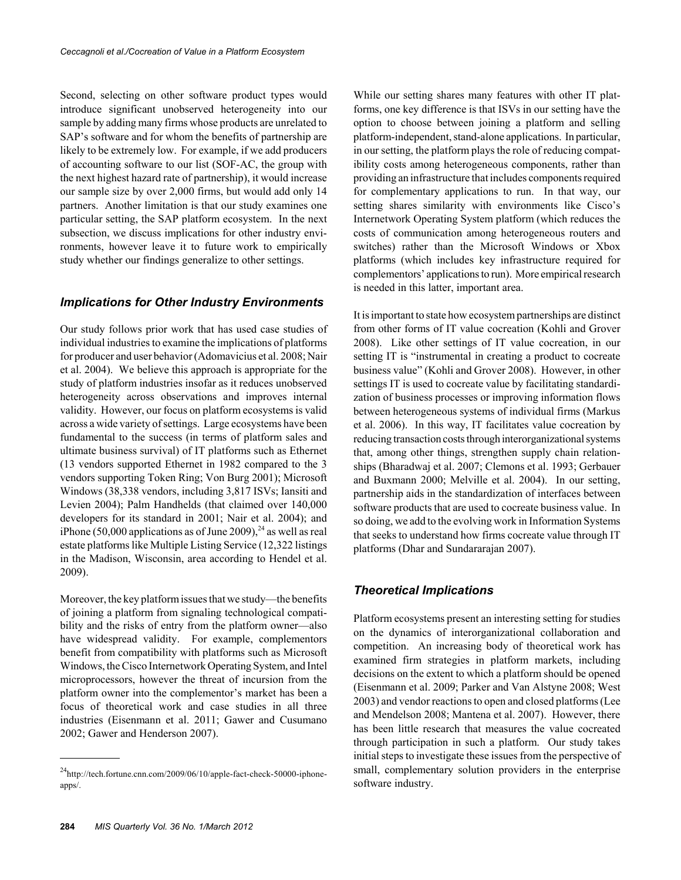Second, selecting on other software product types would introduce significant unobserved heterogeneity into our sample by adding many firms whose products are unrelated to SAP's software and for whom the benefits of partnership are likely to be extremely low. For example, if we add producers of accounting software to our list (SOF-AC, the group with the next highest hazard rate of partnership), it would increase our sample size by over 2,000 firms, but would add only 14 partners. Another limitation is that our study examines one particular setting, the SAP platform ecosystem. In the next subsection, we discuss implications for other industry environments, however leave it to future work to empirically study whether our findings generalize to other settings.

### *Implications for Other Industry Environments*

Our study follows prior work that has used case studies of individual industries to examine the implications of platforms for producer and user behavior (Adomavicius et al. 2008; Nair et al. 2004). We believe this approach is appropriate for the study of platform industries insofar as it reduces unobserved heterogeneity across observations and improves internal validity. However, our focus on platform ecosystems is valid across a wide variety of settings. Large ecosystems have been fundamental to the success (in terms of platform sales and ultimate business survival) of IT platforms such as Ethernet (13 vendors supported Ethernet in 1982 compared to the 3 vendors supporting Token Ring; Von Burg 2001); Microsoft Windows (38,338 vendors, including 3,817 ISVs; Iansiti and Levien 2004); Palm Handhelds (that claimed over 140,000 developers for its standard in 2001; Nair et al. 2004); and iPhone (50,000 applications as of June 2009),[24] as well as real estate platforms like Multiple Listing Service (12,322 listings in the Madison, Wisconsin, area according to Hendel et al. 2009).

Moreover, the key platform issues that we study—the benefits of joining a platform from signaling technological compatibility and the risks of entry from the platform owner—also have widespread validity. For example, complementors benefit from compatibility with platforms such as Microsoft Windows, the Cisco Internetwork Operating System, and Intel microprocessors, however the threat of incursion from the platform owner into the complementor's market has been a focus of theoretical work and case studies in all three industries (Eisenmann et al. 2011; Gawer and Cusumano 2002; Gawer and Henderson 2007).

[24]http://tech.fortune.cnn.com/2009/06/10/apple-fact-check-50000-iphone-apps/.

While our setting shares many features with other IT platforms, one key difference is that ISVs in our setting have the option to choose between joining a platform and selling platform-independent, stand-alone applications. In particular, in our setting, the platform plays the role of reducing compatibility costs among heterogeneous components, rather than providing an infrastructure that includes components required for complementary applications to run. In that way, our setting shares similarity with environments like Cisco's Internetwork Operating System platform (which reduces the costs of communication among heterogeneous routers and switches) rather than the Microsoft Windows or Xbox platforms (which includes key infrastructure required for complementors' applications to run). More empirical research is needed in this latter, important area.

It is important to state how ecosystem partnerships are distinct from other forms of IT value cocreation (Kohli and Grover 2008). Like other settings of IT value cocreation, in our setting IT is "instrumental in creating a product to cocreate business value" (Kohli and Grover 2008). However, in other settings IT is used to cocreate value by facilitating standardization of business processes or improving information flows between heterogeneous systems of individual firms (Markus et al. 2006). In this way, IT facilitates value cocreation by reducing transaction costs through interorganizational systems that, among other things, strengthen supply chain relationships (Bharadwaj et al. 2007; Clemons et al. 1993; Gerbauer and Buxmann 2000; Melville et al. 2004). In our setting, partnership aids in the standardization of interfaces between software products that are used to cocreate business value. In so doing, we add to the evolving work in Information Systems that seeks to understand how firms cocreate value through IT platforms (Dhar and Sundararajan 2007).

### *Theoretical Implications*

Platform ecosystems present an interesting setting for studies on the dynamics of interorganizational collaboration and competition. An increasing body of theoretical work has examined firm strategies in platform markets, including decisions on the extent to which a platform should be opened (Eisenmann et al. 2009; Parker and Van Alstyne 2008; West 2003) and vendor reactions to open and closed platforms (Lee and Mendelson 2008; Mantena et al. 2007). However, there has been little research that measures the value cocreated through participation in such a platform. Our study takes initial steps to investigate these issues from the perspective of small, complementary solution providers in the enterprise software industry.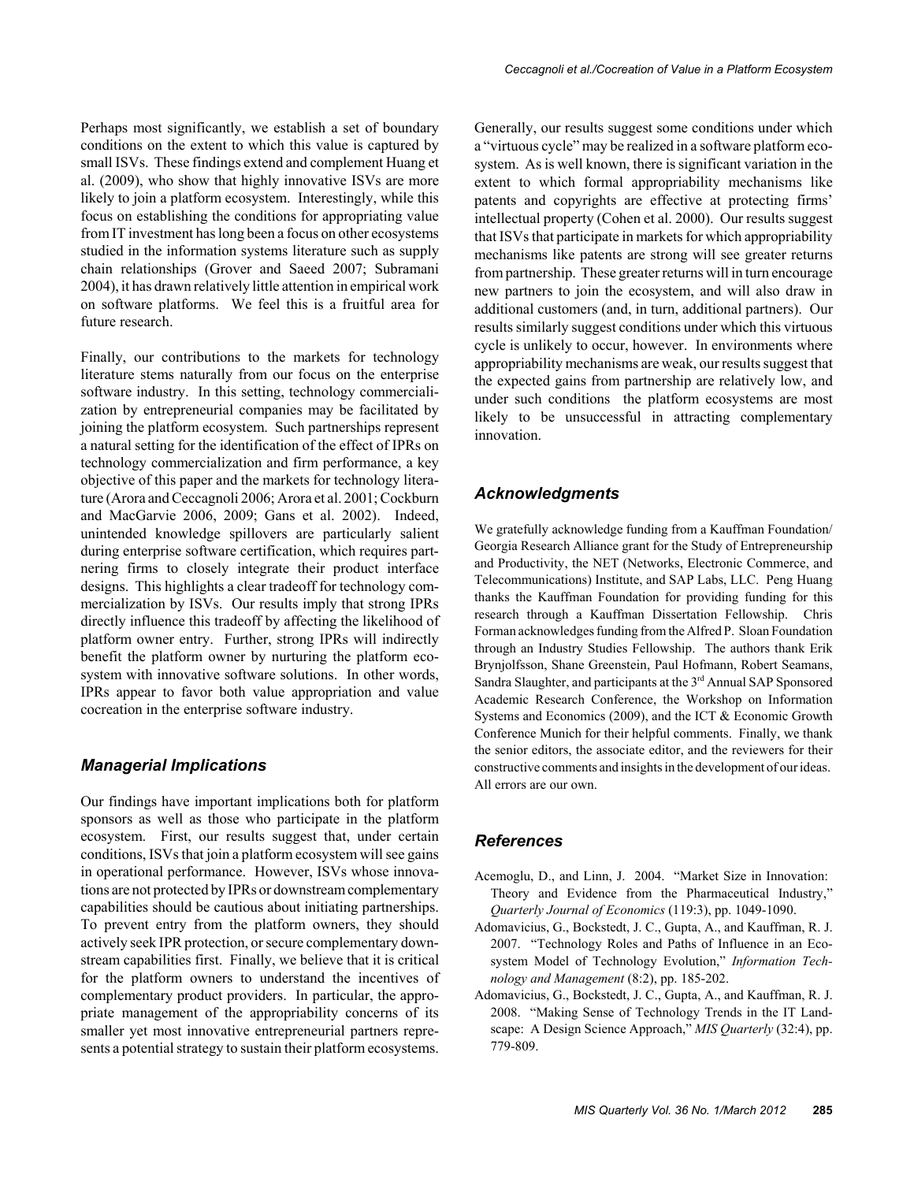Perhaps most significantly, we establish a set of boundary conditions on the extent to which this value is captured by small ISVs. These findings extend and complement Huang et al. (2009), who show that highly innovative ISVs are more likely to join a platform ecosystem. Interestingly, while this focus on establishing the conditions for appropriating value from IT investment has long been a focus on other ecosystems studied in the information systems literature such as supply chain relationships (Grover and Saeed 2007; Subramani 2004), it has drawn relatively little attention in empirical work on software platforms. We feel this is a fruitful area for future research.

Finally, our contributions to the markets for technology literature stems naturally from our focus on the enterprise software industry. In this setting, technology commercialization by entrepreneurial companies may be facilitated by joining the platform ecosystem. Such partnerships represent a natural setting for the identification of the effect of IPRs on technology commercialization and firm performance, a key objective of this paper and the markets for technology literature (Arora and Ceccagnoli 2006; Arora et al. 2001; Cockburn and MacGarvie 2006, 2009; Gans et al. 2002). Indeed, unintended knowledge spillovers are particularly salient during enterprise software certification, which requires partnering firms to closely integrate their product interface designs. This highlights a clear tradeoff for technology commercialization by ISVs. Our results imply that strong IPRs directly influence this tradeoff by affecting the likelihood of platform owner entry. Further, strong IPRs will indirectly benefit the platform owner by nurturing the platform ecosystem with innovative software solutions. In other words, IPRs appear to favor both value appropriation and value cocreation in the enterprise software industry.

## Managerial Implications

Our findings have important implications both for platform sponsors as well as those who participate in the platform ecosystem. First, our results suggest that, under certain conditions, ISVs that join a platform ecosystem will see gains in operational performance. However, ISVs whose innovations are not protected by IPRs or downstream complementary capabilities should be cautious about initiating partnerships. To prevent entry from the platform owners, they should actively seek IPR protection, or secure complementary downstream capabilities first. Finally, we believe that it is critical for the platform owners to understand the incentives of complementary product providers. In particular, the appropriate management of the appropriability concerns of its smaller yet most innovative entrepreneurial partners represents a potential strategy to sustain their platform ecosystems.

Generally, our results suggest some conditions under which a "virtuous cycle" may be realized in a software platform ecosystem. As is well known, there is significant variation in the extent to which formal appropriability mechanisms like patents and copyrights are effective at protecting firms' intellectual property (Cohen et al. 2000). Our results suggest that ISVs that participate in markets for which appropriability mechanisms like patents are strong will see greater returns from partnership. These greater returns will in turn encourage new partners to join the ecosystem, and will also draw in additional customers (and, in turn, additional partners). Our results similarly suggest conditions under which this virtuous cycle is unlikely to occur, however. In environments where appropriability mechanisms are weak, our results suggest that the expected gains from partnership are relatively low, and under such conditions the platform ecosystems are most likely to be unsuccessful in attracting complementary innovation.

## Acknowledgments

We gratefully acknowledge funding from a Kauffman Foundation/Georgia Research Alliance grant for the Study of Entrepreneurship and Productivity, the NET (Networks, Electronic Commerce, and Telecommunications) Institute, and SAP Labs, LLC. Peng Huang thanks the Kauffman Foundation for providing funding for this research through a Kauffman Dissertation Fellowship. Chris Forman acknowledges funding from the Alfred P. Sloan Foundation through an Industry Studies Fellowship. The authors thank Erik Brynjolfsson, Shane Greenstein, Paul Hofmann, Robert Seamans, Sandra Slaughter, and participants at the 3rd Annual SAP Sponsored Academic Research Conference, the Workshop on Information Systems and Economics (2009), and the ICT & Economic Growth Conference Munich for their helpful comments. Finally, we thank the senior editors, the associate editor, and the reviewers for their constructive comments and insights in the development of our ideas. All errors are our own.

## References

Acemoglu, D., and Linn, J. 2004. "Market Size in Innovation: Theory and Evidence from the Pharmaceutical Industry," *Quarterly Journal of Economics* (119:3), pp. 1049-1090.

Adomavicius, G., Bockstedt, J. C., Gupta, A., and Kauffman, R. J. 2007. "Technology Roles and Paths of Influence in an Ecosystem Model of Technology Evolution," *Information Technology and Management* (8:2), pp. 185-202.

Adomavicius, G., Bockstedt, J. C., Gupta, A., and Kauffman, R. J. 2008. "Making Sense of Technology Trends in the IT Landscape: A Design Science Approach," *MIS Quarterly* (32:4), pp. 779-809.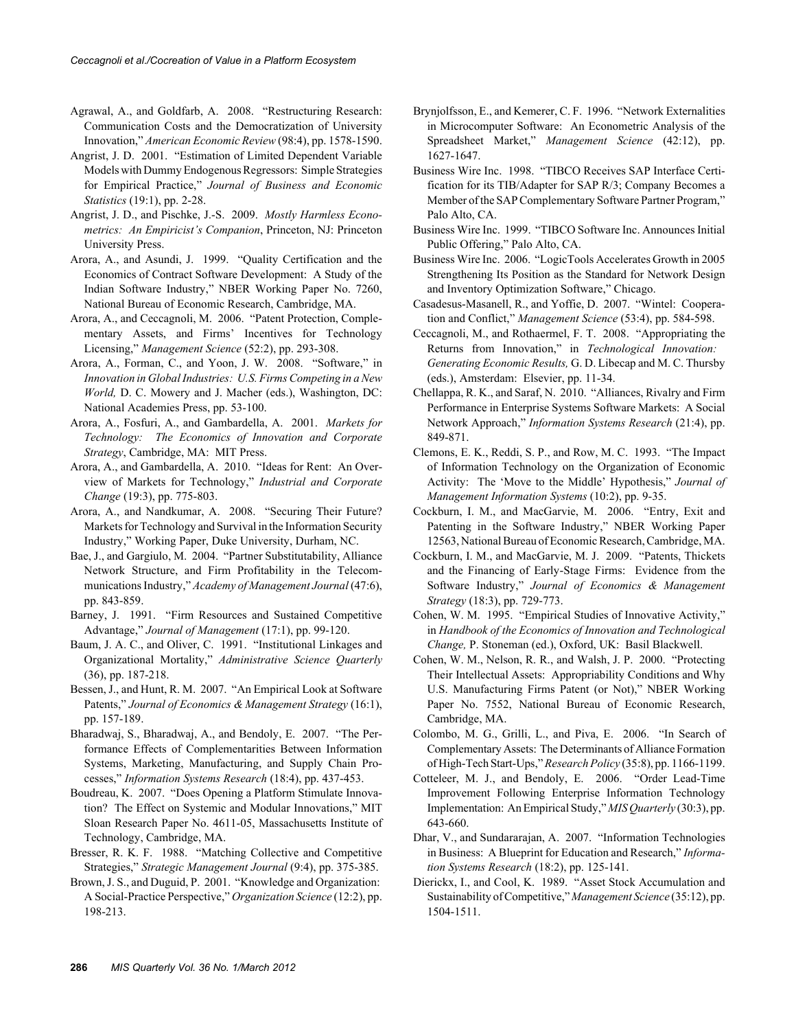Agrawal, A., and Goldfarb, A. 2008. "Restructuring Research: Communication Costs and the Democratization of University Innovation," *American Economic Review* (98:4), pp. 1578-1590.

Angrist, J. D. 2001. "Estimation of Limited Dependent Variable Models with Dummy Endogenous Regressors: Simple Strategies for Empirical Practice," *Journal of Business and Economic Statistics* (19:1), pp. 2-28.

Angrist, J. D., and Pischke, J.-S. 2009. *Mostly Harmless Econometrics: An Empiricist's Companion*, Princeton, NJ: Princeton University Press.

Arora, A., and Asundi, J. 1999. "Quality Certification and the Economics of Contract Software Development: A Study of the Indian Software Industry," NBER Working Paper No. 7260, National Bureau of Economic Research, Cambridge, MA.

Arora, A., and Ceccagnoli, M. 2006. "Patent Protection, Complementary Assets, and Firms' Incentives for Technology Licensing," *Management Science* (52:2), pp. 293-308.

Arora, A., Forman, C., and Yoon, J. W. 2008. "Software," in *Innovation in Global Industries: U.S. Firms Competing in a New World,* D. C. Mowery and J. Macher (eds.), Washington, DC: National Academies Press, pp. 53-100.

Arora, A., Fosfuri, A., and Gambardella, A. 2001. *Markets for Technology: The Economics of Innovation and Corporate Strategy*, Cambridge, MA: MIT Press.

Arora, A., and Gambardella, A. 2010. "Ideas for Rent: An Overview of Markets for Technology," *Industrial and Corporate Change* (19:3), pp. 775-803.

Arora, A., and Nandkumar, A. 2008. "Securing Their Future? Markets for Technology and Survival in the Information Security Industry," Working Paper, Duke University, Durham, NC.

Bae, J., and Gargiulo, M. 2004. "Partner Substitutability, Alliance Network Structure, and Firm Profitability in the Telecommunications Industry," *Academy of Management Journal* (47:6), pp. 843-859.

Barney, J. 1991. "Firm Resources and Sustained Competitive Advantage," *Journal of Management* (17:1), pp. 99-120.

Baum, J. A. C., and Oliver, C. 1991. "Institutional Linkages and Organizational Mortality," *Administrative Science Quarterly* (36), pp. 187-218.

Bessen, J., and Hunt, R. M. 2007. "An Empirical Look at Software Patents," *Journal of Economics & Management Strategy* (16:1), pp. 157-189.

Bharadwaj, S., Bharadwaj, A., and Bendoly, E. 2007. "The Performance Effects of Complementarities Between Information Systems, Marketing, Manufacturing, and Supply Chain Processes," *Information Systems Research* (18:4), pp. 437-453.

Boudreau, K. 2007. "Does Opening a Platform Stimulate Innovation? The Effect on Systemic and Modular Innovations," MIT Sloan Research Paper No. 4611-05, Massachusetts Institute of Technology, Cambridge, MA.

Bresser, R. K. F. 1988. "Matching Collective and Competitive Strategies," *Strategic Management Journal* (9:4), pp. 375-385.

Brown, J. S., and Duguid, P. 2001. "Knowledge and Organization: A Social-Practice Perspective," *Organization Science* (12:2), pp. 198-213.

Brynjolfsson, E., and Kemerer, C. F. 1996. "Network Externalities in Microcomputer Software: An Econometric Analysis of the Spreadsheet Market," *Management Science* (42:12), pp. 1627-1647.

Business Wire Inc. 1998. "TIBCO Receives SAP Interface Certification for its TIB/Adapter for SAP R/3; Company Becomes a Member of the SAP Complementary Software Partner Program," Palo Alto, CA.

Business Wire Inc. 1999. "TIBCO Software Inc. Announces Initial Public Offering," Palo Alto, CA.

Business Wire Inc. 2006. "LogicTools Accelerates Growth in 2005 Strengthening Its Position as the Standard for Network Design and Inventory Optimization Software," Chicago.

Casadesus-Masanell, R., and Yoffie, D. 2007. "Wintel: Cooperation and Conflict," *Management Science* (53:4), pp. 584-598.

Ceccagnoli, M., and Rothaermel, F. T. 2008. "Appropriating the Returns from Innovation," in *Technological Innovation: Generating Economic Results,* G. D. Libecap and M. C. Thursby (eds.), Amsterdam: Elsevier, pp. 11-34.

Chellappa, R. K., and Saraf, N. 2010. "Alliances, Rivalry and Firm Performance in Enterprise Systems Software Markets: A Social Network Approach," *Information Systems Research* (21:4), pp. 849-871.

Clemons, E. K., Reddi, S. P., and Row, M. C. 1993. "The Impact of Information Technology on the Organization of Economic Activity: The 'Move to the Middle' Hypothesis," *Journal of Management Information Systems* (10:2), pp. 9-35.

Cockburn, I. M., and MacGarvie, M. 2006. "Entry, Exit and Patenting in the Software Industry," NBER Working Paper 12563, National Bureau of Economic Research, Cambridge, MA.

Cockburn, I. M., and MacGarvie, M. J. 2009. "Patents, Thickets and the Financing of Early-Stage Firms: Evidence from the Software Industry," *Journal of Economics & Management Strategy* (18:3), pp. 729-773.

Cohen, W. M. 1995. "Empirical Studies of Innovative Activity," in *Handbook of the Economics of Innovation and Technological Change,* P. Stoneman (ed.), Oxford, UK: Basil Blackwell.

Cohen, W. M., Nelson, R. R., and Walsh, J. P. 2000. "Protecting Their Intellectual Assets: Appropriability Conditions and Why U.S. Manufacturing Firms Patent (or Not)," NBER Working Paper No. 7552, National Bureau of Economic Research, Cambridge, MA.

Colombo, M. G., Grilli, L., and Piva, E. 2006. "In Search of Complementary Assets: The Determinants of Alliance Formation of High-Tech Start-Ups," *Research Policy* (35:8), pp. 1166-1199.

Cotteleer, M. J., and Bendoly, E. 2006. "Order Lead-Time Improvement Following Enterprise Information Technology Implementation: An Empirical Study," *MIS Quarterly* (30:3), pp. 643-660.

Dhar, V., and Sundararajan, A. 2007. "Information Technologies in Business: A Blueprint for Education and Research," *Information Systems Research* (18:2), pp. 125-141.

Dierickx, I., and Cool, K. 1989. "Asset Stock Accumulation and Sustainability of Competitive," *Management Science* (35:12), pp. 1504-1511.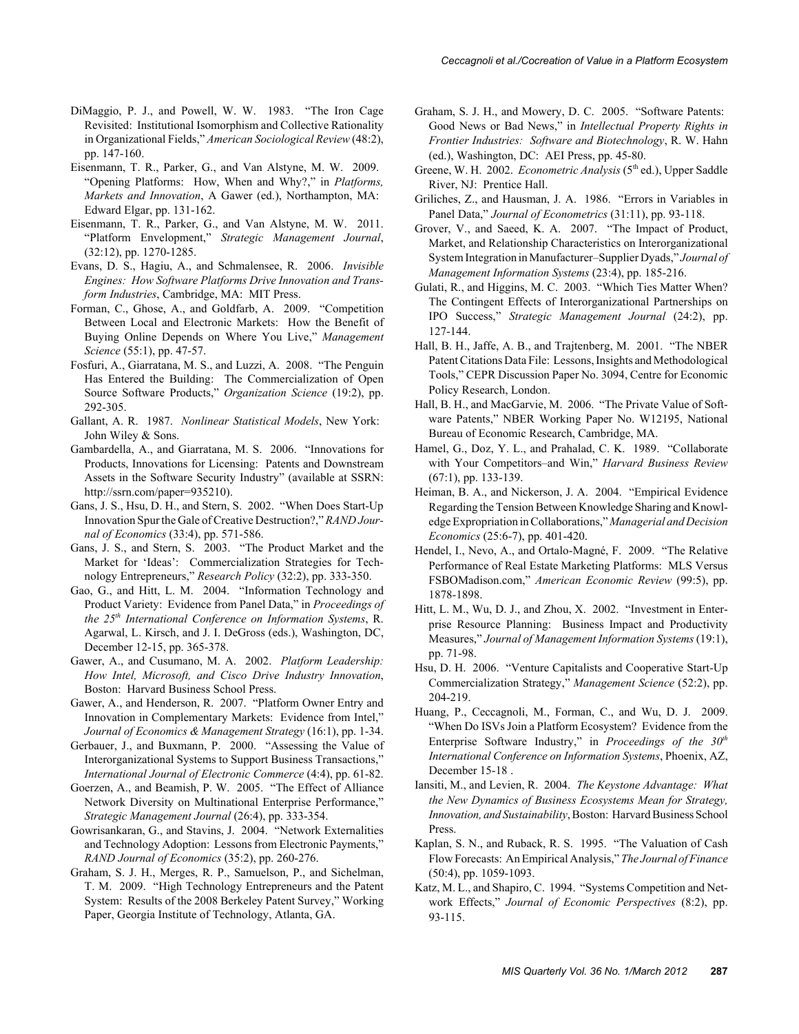DiMaggio, P. J., and Powell, W. W. 1983. "The Iron Cage Revisited: Institutional Isomorphism and Collective Rationality in Organizational Fields," *American Sociological Review* (48:2), pp. 147-160.

Eisenmann, T. R., Parker, G., and Van Alstyne, M. W. 2009. "Opening Platforms: How, When and Why?," in *Platforms, Markets and Innovation*, A Gawer (ed.), Northampton, MA: Edward Elgar, pp. 131-162.

Eisenmann, T. R., Parker, G., and Van Alstyne, M. W. 2011. "Platform Envelopment," *Strategic Management Journal*, (32:12), pp. 1270-1285.

Evans, D. S., Hagiu, A., and Schmalensee, R. 2006. *Invisible Engines: How Software Platforms Drive Innovation and Transform Industries*, Cambridge, MA: MIT Press.

Forman, C., Ghose, A., and Goldfarb, A. 2009. "Competition Between Local and Electronic Markets: How the Benefit of Buying Online Depends on Where You Live," *Management Science* (55:1), pp. 47-57.

Fosfuri, A., Giarratana, M. S., and Luzzi, A. 2008. "The Penguin Has Entered the Building: The Commercialization of Open Source Software Products," *Organization Science* (19:2), pp. 292-305.

Gallant, A. R. 1987. *Nonlinear Statistical Models*, New York: John Wiley & Sons.

Gambardella, A., and Giarratana, M. S. 2006. "Innovations for Products, Innovations for Licensing: Patents and Downstream Assets in the Software Security Industry" (available at SSRN: http://ssrn.com/paper=935210).

Gans, J. S., Hsu, D. H., and Stern, S. 2002. "When Does Start-Up Innovation Spur the Gale of Creative Destruction?," *RAND Journal of Economics* (33:4), pp. 571-586.

Gans, J. S., and Stern, S. 2003. "The Product Market and the Market for 'Ideas': Commercialization Strategies for Technology Entrepreneurs," *Research Policy* (32:2), pp. 333-350.

Gao, G., and Hitt, L. M. 2004. "Information Technology and Product Variety: Evidence from Panel Data," in *Proceedings of the 25th International Conference on Information Systems*, R. Agarwal, L. Kirsch, and J. I. DeGross (eds.), Washington, DC, December 12-15, pp. 365-378.

Gawer, A., and Cusumano, M. A. 2002. *Platform Leadership: How Intel, Microsoft, and Cisco Drive Industry Innovation*, Boston: Harvard Business School Press.

Gawer, A., and Henderson, R. 2007. "Platform Owner Entry and Innovation in Complementary Markets: Evidence from Intel," *Journal of Economics & Management Strategy* (16:1), pp. 1-34.

Gerbauer, J., and Buxmann, P. 2000. "Assessing the Value of Interorganizational Systems to Support Business Transactions," *International Journal of Electronic Commerce* (4:4), pp. 61-82.

Goerzen, A., and Beamish, P. W. 2005. "The Effect of Alliance Network Diversity on Multinational Enterprise Performance," *Strategic Management Journal* (26:4), pp. 333-354.

Gowrisankaran, G., and Stavins, J. 2004. "Network Externalities and Technology Adoption: Lessons from Electronic Payments," *RAND Journal of Economics* (35:2), pp. 260-276.

Graham, S. J. H., Merges, R. P., Samuelson, P., and Sichelman, T. M. 2009. "High Technology Entrepreneurs and the Patent System: Results of the 2008 Berkeley Patent Survey," Working Paper, Georgia Institute of Technology, Atlanta, GA.

Graham, S. J. H., and Mowery, D. C. 2005. "Software Patents: Good News or Bad News," in *Intellectual Property Rights in Frontier Industries: Software and Biotechnology*, R. W. Hahn (ed.), Washington, DC: AEI Press, pp. 45-80.

Greene, W. H. 2002. *Econometric Analysis* (5th ed.), Upper Saddle River, NJ: Prentice Hall.

Griliches, Z., and Hausman, J. A. 1986. "Errors in Variables in Panel Data," *Journal of Econometrics* (31:11), pp. 93-118.

Grover, V., and Saeed, K. A. 2007. "The Impact of Product, Market, and Relationship Characteristics on Interorganizational System Integration in Manufacturer–Supplier Dyads," *Journal of Management Information Systems* (23:4), pp. 185-216.

Gulati, R., and Higgins, M. C. 2003. "Which Ties Matter When? The Contingent Effects of Interorganizational Partnerships on IPO Success," *Strategic Management Journal* (24:2), pp. 127-144.

Hall, B. H., Jaffe, A. B., and Trajtenberg, M. 2001. "The NBER Patent Citations Data File: Lessons, Insights and Methodological Tools," CEPR Discussion Paper No. 3094, Centre for Economic Policy Research, London.

Hall, B. H., and MacGarvie, M. 2006. "The Private Value of Software Patents," NBER Working Paper No. W12195, National Bureau of Economic Research, Cambridge, MA.

Hamel, G., Doz, Y. L., and Prahalad, C. K. 1989. "Collaborate with Your Competitors–and Win," *Harvard Business Review* (67:1), pp. 133-139.

Heiman, B. A., and Nickerson, J. A. 2004. "Empirical Evidence Regarding the Tension Between Knowledge Sharing and Knowledge Expropriation in Collaborations," *Managerial and Decision Economics* (25:6-7), pp. 401-420.

Hendel, I., Nevo, A., and Ortalo-Magné, F. 2009. "The Relative Performance of Real Estate Marketing Platforms: MLS Versus FSBOMadison.com," *American Economic Review* (99:5), pp. 1878-1898.

Hitt, L. M., Wu, D. J., and Zhou, X. 2002. "Investment in Enterprise Resource Planning: Business Impact and Productivity Measures," *Journal of Management Information Systems* (19:1), pp. 71-98.

Hsu, D. H. 2006. "Venture Capitalists and Cooperative Start-Up Commercialization Strategy," *Management Science* (52:2), pp. 204-219.

Huang, P., Ceccagnoli, M., Forman, C., and Wu, D. J. 2009. "When Do ISVs Join a Platform Ecosystem? Evidence from the Enterprise Software Industry," in *Proceedings of the 30th International Conference on Information Systems*, Phoenix, AZ, December 15-18 .

Iansiti, M., and Levien, R. 2004. *The Keystone Advantage: What the New Dynamics of Business Ecosystems Mean for Strategy, Innovation, and Sustainability*, Boston: Harvard Business School Press.

Kaplan, S. N., and Ruback, R. S. 1995. "The Valuation of Cash Flow Forecasts: An Empirical Analysis," *The Journal of Finance* (50:4), pp. 1059-1093.

Katz, M. L., and Shapiro, C. 1994. "Systems Competition and Network Effects," *Journal of Economic Perspectives* (8:2), pp. 93-115.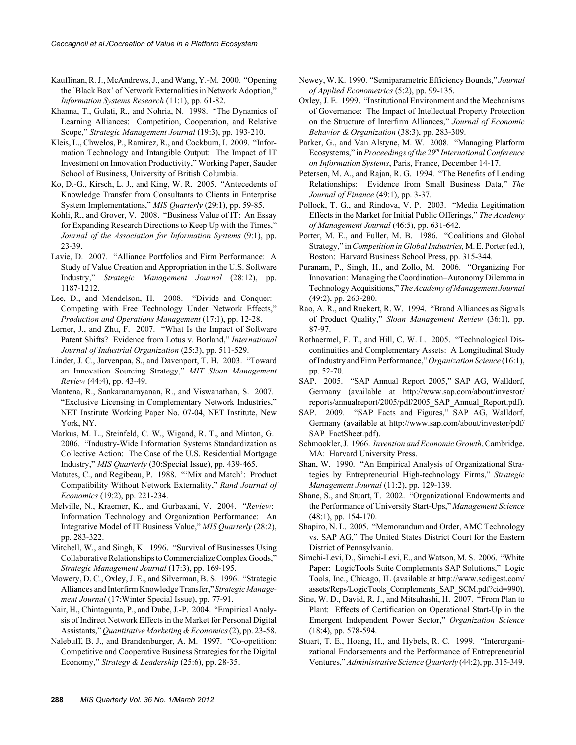Kauffman, R. J., McAndrews, J., and Wang, Y.-M. 2000. "Opening the `Black Box' of Network Externalities in Network Adoption," *Information Systems Research* (11:1), pp. 61-82.

Khanna, T., Gulati, R., and Nohria, N. 1998. "The Dynamics of Learning Alliances: Competition, Cooperation, and Relative Scope," *Strategic Management Journal* (19:3), pp. 193-210.

Kleis, L., Chwelos, P., Ramirez, R., and Cockburn, I. 2009. "Information Technology and Intangible Output: The Impact of IT Investment on Innovation Productivity," Working Paper, Sauder School of Business, University of British Columbia.

Ko, D.-G., Kirsch, L. J., and King, W. R. 2005. "Antecedents of Knowledge Transfer from Consultants to Clients in Enterprise System Implementations," *MIS Quarterly* (29:1), pp. 59-85.

Kohli, R., and Grover, V. 2008. "Business Value of IT: An Essay for Expanding Research Directions to Keep Up with the Times," *Journal of the Association for Information Systems* (9:1), pp. 23-39.

Lavie, D. 2007. "Alliance Portfolios and Firm Performance: A Study of Value Creation and Appropriation in the U.S. Software Industry," *Strategic Management Journal* (28:12), pp. 1187-1212.

Lee, D., and Mendelson, H. 2008. "Divide and Conquer: Competing with Free Technology Under Network Effects," *Production and Operations Management* (17:1), pp. 12-28.

Lerner, J., and Zhu, F. 2007. "What Is the Impact of Software Patent Shifts? Evidence from Lotus v. Borland," *International Journal of Industrial Organization* (25:3), pp. 511-529.

Linder, J. C., Jarvenpaa, S., and Davenport, T. H. 2003. "Toward an Innovation Sourcing Strategy," *MIT Sloan Management Review* (44:4), pp. 43-49.

Mantena, R., Sankaranarayanan, R., and Viswanathan, S. 2007. "Exclusive Licensing in Complementary Network Industries," NET Institute Working Paper No. 07-04, NET Institute, New York, NY.

Markus, M. L., Steinfeld, C. W., Wigand, R. T., and Minton, G. 2006. "Industry-Wide Information Systems Standardization as Collective Action: The Case of the U.S. Residential Mortgage Industry," *MIS Quarterly* (30:Special Issue), pp. 439-465.

Matutes, C., and Regibeau, P. 1988. "'Mix and Match': Product Compatibility Without Network Externality," *Rand Journal of Economics* (19:2), pp. 221-234.

Melville, N., Kraemer, K., and Gurbaxani, V. 2004. "*Review*: Information Technology and Organization Performance: An Integrative Model of IT Business Value," *MIS Quarterly* (28:2), pp. 283-322.

Mitchell, W., and Singh, K. 1996. "Survival of Businesses Using Collaborative Relationships to Commercialize Complex Goods," *Strategic Management Journal* (17:3), pp. 169-195.

Mowery, D. C., Oxley, J. E., and Silverman, B. S. 1996. "Strategic Alliances and Interfirm Knowledge Transfer," *Strategic Management Journal* (17:Winter Special Issue), pp. 77-91.

Nair, H., Chintagunta, P., and Dube, J.-P. 2004. "Empirical Analysis of Indirect Network Effects in the Market for Personal Digital Assistants," *Quantitative Marketing & Economics* (2), pp. 23-58.

Nalebuff, B. J., and Brandenburger, A. M. 1997. "Co-opetition: Competitive and Cooperative Business Strategies for the Digital Economy," *Strategy & Leadership* (25:6), pp. 28-35.

Newey, W. K. 1990. "Semiparametric Efficiency Bounds," *Journal of Applied Econometrics* (5:2), pp. 99-135.

Oxley, J. E. 1999. "Institutional Environment and the Mechanisms of Governance: The Impact of Intellectual Property Protection on the Structure of Interfirm Alliances," *Journal of Economic Behavior & Organization* (38:3), pp. 283-309.

Parker, G., and Van Alstyne, M. W. 2008. "Managing Platform Ecosystems," in *Proceedings of the 29th International Conference on Information Systems*, Paris, France, December 14-17.

Petersen, M. A., and Rajan, R. G. 1994. "The Benefits of Lending Relationships: Evidence from Small Business Data," *The Journal of Finance* (49:1), pp. 3-37.

Pollock, T. G., and Rindova, V. P. 2003. "Media Legitimation Effects in the Market for Initial Public Offerings," *The Academy of Management Journal* (46:5), pp. 631-642.

Porter, M. E., and Fuller, M. B. 1986. "Coalitions and Global Strategy," in *Competition in Global Industries,* M. E. Porter (ed.), Boston: Harvard Business School Press, pp. 315-344.

Puranam, P., Singh, H., and Zollo, M. 2006. "Organizing For Innovation: Managing the Coordination–Autonomy Dilemma in Technology Acquisitions," *The Academy of Management Journal* (49:2), pp. 263-280.

Rao, A. R., and Ruekert, R. W. 1994. "Brand Alliances as Signals of Product Quality," *Sloan Management Review* (36:1), pp. 87-97.

Rothaermel, F. T., and Hill, C. W. L. 2005. "Technological Discontinuities and Complementary Assets: A Longitudinal Study of Industry and Firm Performance," *Organization Science* (16:1), pp. 52-70.

SAP. 2005. "SAP Annual Report 2005," SAP AG, Walldorf, Germany (available at http://www.sap.com/about/investor/reports/annualreport/2005/pdf/2005_SAP_Annual_Report.pdf).

SAP. 2009. "SAP Facts and Figures," SAP AG, Walldorf, Germany (available at http://www.sap.com/about/investor/pdf/SAP_FactSheet.pdf).

Schmookler, J. 1966. *Invention and Economic Growth*, Cambridge, MA: Harvard University Press.

Shan, W. 1990. "An Empirical Analysis of Organizational Strategies by Entrepreneurial High-technology Firms," *Strategic Management Journal* (11:2), pp. 129-139.

Shane, S., and Stuart, T. 2002. "Organizational Endowments and the Performance of University Start-Ups," *Management Science* (48:1), pp. 154-170.

Shapiro, N. L. 2005. "Memorandum and Order, AMC Technology vs. SAP AG," The United States District Court for the Eastern District of Pennsylvania.

Simchi-Levi, D., Simchi-Levi, E., and Watson, M. S. 2006. "White Paper: LogicTools Suite Complements SAP Solutions," Logic Tools, Inc., Chicago, IL (available at http://www.scdigest.com/assets/Reps/LogicTools_Complements_SAP_SCM.pdf?cid=990).

Sine, W. D., David, R. J., and Mitsuhashi, H. 2007. "From Plan to Plant: Effects of Certification on Operational Start-Up in the Emergent Independent Power Sector," *Organization Science* (18:4), pp. 578-594.

Stuart, T. E., Hoang, H., and Hybels, R. C. 1999. "Interorganizational Endorsements and the Performance of Entrepreneurial Ventures," *Administrative Science Quarterly* (44:2), pp. 315-349.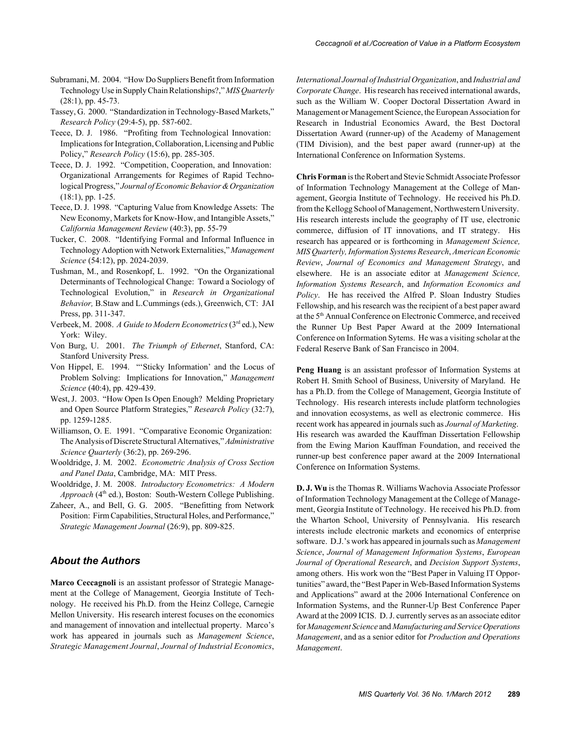Subramani, M. 2004. "How Do Suppliers Benefit from Information Technology Use in Supply Chain Relationships?," *MIS Quarterly* (28:1), pp. 45-73.

Tassey, G. 2000. "Standardization in Technology-Based Markets," *Research Policy* (29:4-5), pp. 587-602.

Teece, D. J. 1986. "Profiting from Technological Innovation: Implications for Integration, Collaboration, Licensing and Public Policy," *Research Policy* (15:6), pp. 285-305.

Teece, D. J. 1992. "Competition, Cooperation, and Innovation: Organizational Arrangements for Regimes of Rapid Technological Progress," *Journal of Economic Behavior & Organization* (18:1), pp. 1-25.

Teece, D. J. 1998. "Capturing Value from Knowledge Assets: The New Economy, Markets for Know-How, and Intangible Assets," *California Management Review* (40:3), pp. 55-79

Tucker, C. 2008. "Identifying Formal and Informal Influence in Technology Adoption with Network Externalities," *Management Science* (54:12), pp. 2024-2039.

Tushman, M., and Rosenkopf, L. 1992. "On the Organizational Determinants of Technological Change: Toward a Sociology of Technological Evolution," in *Research in Organizational Behavior,* B.Staw and L.Cummings (eds.), Greenwich, CT: JAI Press, pp. 311-347.

Verbeek, M. 2008. *A Guide to Modern Econometrics* (3rd ed.), New York: Wiley.

Von Burg, U. 2001. *The Triumph of Ethernet*, Stanford, CA: Stanford University Press.

Von Hippel, E. 1994. "'Sticky Information' and the Locus of Problem Solving: Implications for Innovation," *Management Science* (40:4), pp. 429-439.

West, J. 2003. "How Open Is Open Enough? Melding Proprietary and Open Source Platform Strategies," *Research Policy* (32:7), pp. 1259-1285.

Williamson, O. E. 1991. "Comparative Economic Organization: The Analysis of Discrete Structural Alternatives," *Administrative Science Quarterly* (36:2), pp. 269-296.

Wooldridge, J. M. 2002. *Econometric Analysis of Cross Section and Panel Data*, Cambridge, MA: MIT Press.

Wooldridge, J. M. 2008. *Introductory Econometrics: A Modern Approach* (4th ed.), Boston: South-Western College Publishing.

Zaheer, A., and Bell, G. G. 2005. "Benefitting from Network Position: Firm Capabilities, Structural Holes, and Performance," *Strategic Management Journal* (26:9), pp. 809-825.

## About the Authors

**Marco Ceccagnoli** is an assistant professor of Strategic Management at the College of Management, Georgia Institute of Technology. He received his Ph.D. from the Heinz College, Carnegie Mellon University. His research interest focuses on the economics and management of innovation and intellectual property. Marco's work has appeared in journals such as *Management Science*, *Strategic Management Journal*, *Journal of Industrial Economics*, *International Journal of Industrial Organization*, and *Industrial and Corporate Change*. His research has received international awards, such as the William W. Cooper Doctoral Dissertation Award in Management or Management Science, the European Association for Research in Industrial Economics Award, the Best Doctoral Dissertation Award (runner-up) of the Academy of Management (TIM Division), and the best paper award (runner-up) at the International Conference on Information Systems.

**Chris Forman** is the Robert and Stevie Schmidt Associate Professor of Information Technology Management at the College of Management, Georgia Institute of Technology. He received his Ph.D. from the Kellogg School of Management, Northwestern University. His research interests include the geography of IT use, electronic commerce, diffusion of IT innovations, and IT strategy. His research has appeared or is forthcoming in *Management Science, MIS Quarterly, Information Systems Research*, *American Economic Review*, *Journal of Economics and Management Strategy*, and elsewhere. He is an associate editor at *Management Science, Information Systems Research*, and *Information Economics and Policy*. He has received the Alfred P. Sloan Industry Studies Fellowship, and his research was the recipient of a best paper award at the 5th Annual Conference on Electronic Commerce, and received the Runner Up Best Paper Award at the 2009 International Conference on Information Sytems. He was a visiting scholar at the Federal Reserve Bank of San Francisco in 2004.

**Peng Huang** is an assistant professor of Information Systems at Robert H. Smith School of Business, University of Maryland. He has a Ph.D. from the College of Management, Georgia Institute of Technology. His research interests include platform technologies and innovation ecosystems, as well as electronic commerce. His recent work has appeared in journals such as *Journal of Marketing*. His research was awarded the Kauffman Dissertation Fellowship from the Ewing Marion Kauffman Foundation, and received the runner-up best conference paper award at the 2009 International Conference on Information Systems.

**D. J. Wu** is the Thomas R. Williams Wachovia Associate Professor of Information Technology Management at the College of Management, Georgia Institute of Technology. He received his Ph.D. from the Wharton School, University of Pennsylvania. His research interests include electronic markets and economics of enterprise software. D.J.'s work has appeared in journals such as *Management Science*, *Journal of Management Information Systems*, *European Journal of Operational Research*, and *Decision Support Systems*, among others. His work won the "Best Paper in Valuing IT Opportunities" award, the "Best Paper in Web-Based Information Systems and Applications" award at the 2006 International Conference on Information Systems, and the Runner-Up Best Conference Paper Award at the 2009 ICIS. D. J. currently serves as an associate editor for *Management Science* and *Manufacturing and Service Operations Management*, and as a senior editor for *Production and Operations Management*.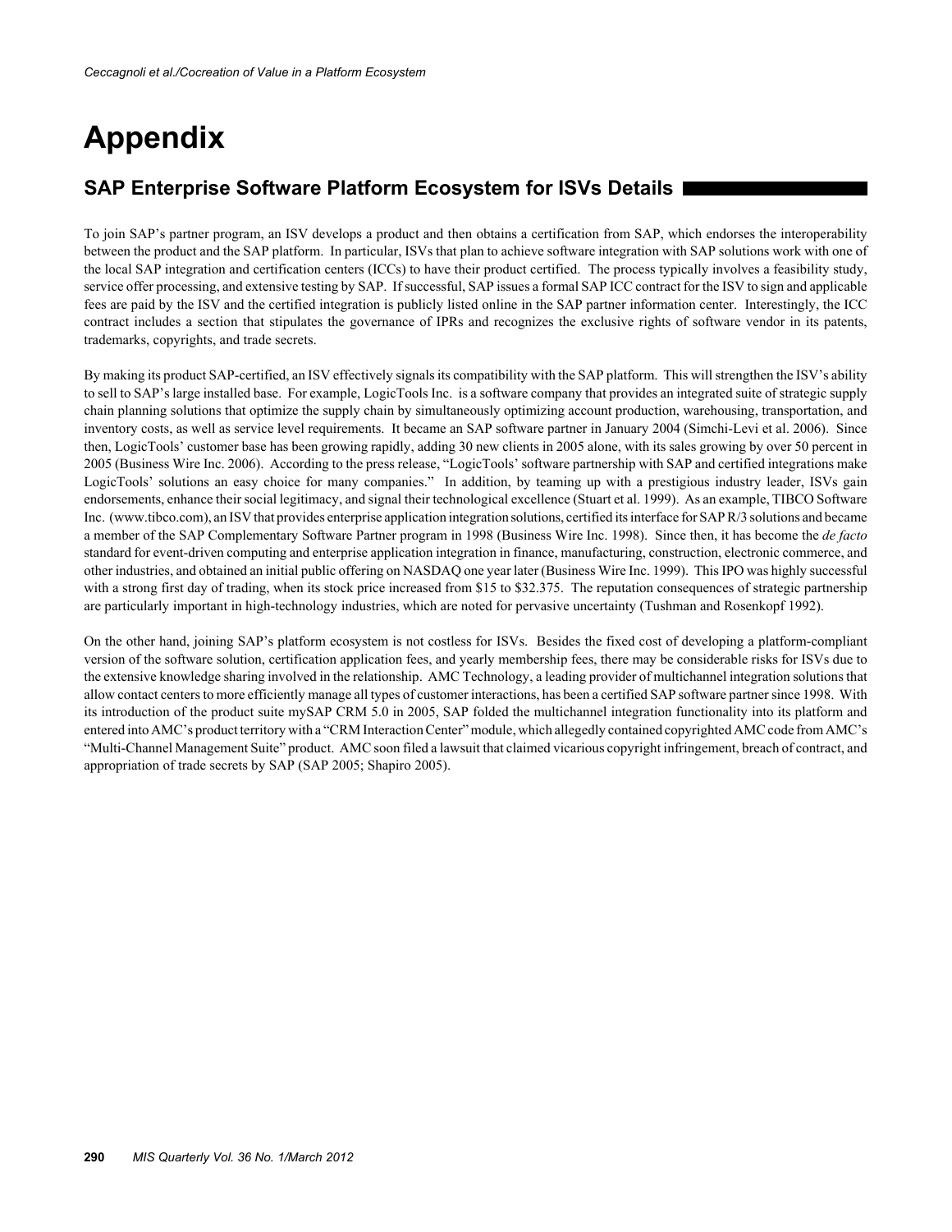# Appendix

## SAP Enterprise Software Platform Ecosystem for ISVs Details

To join SAP's partner program, an ISV develops a product and then obtains a certification from SAP, which endorses the interoperability between the product and the SAP platform. In particular, ISVs that plan to achieve software integration with SAP solutions work with one of the local SAP integration and certification centers (ICCs) to have their product certified. The process typically involves a feasibility study, service offer processing, and extensive testing by SAP. If successful, SAP issues a formal SAP ICC contract for the ISV to sign and applicable fees are paid by the ISV and the certified integration is publicly listed online in the SAP partner information center. Interestingly, the ICC contract includes a section that stipulates the governance of IPRs and recognizes the exclusive rights of software vendor in its patents, trademarks, copyrights, and trade secrets.

By making its product SAP-certified, an ISV effectively signals its compatibility with the SAP platform. This will strengthen the ISV's ability to sell to SAP's large installed base. For example, LogicTools Inc. is a software company that provides an integrated suite of strategic supply chain planning solutions that optimize the supply chain by simultaneously optimizing account production, warehousing, transportation, and inventory costs, as well as service level requirements. It became an SAP software partner in January 2004 (Simchi-Levi et al. 2006). Since then, LogicTools' customer base has been growing rapidly, adding 30 new clients in 2005 alone, with its sales growing by over 50 percent in 2005 (Business Wire Inc. 2006). According to the press release, "LogicTools' software partnership with SAP and certified integrations make LogicTools' solutions an easy choice for many companies." In addition, by teaming up with a prestigious industry leader, ISVs gain endorsements, enhance their social legitimacy, and signal their technological excellence (Stuart et al. 1999). As an example, TIBCO Software Inc. (www.tibco.com), an ISV that provides enterprise application integration solutions, certified its interface for SAP R/3 solutions and became a member of the SAP Complementary Software Partner program in 1998 (Business Wire Inc. 1998). Since then, it has become the *de facto* standard for event-driven computing and enterprise application integration in finance, manufacturing, construction, electronic commerce, and other industries, and obtained an initial public offering on NASDAQ one year later (Business Wire Inc. 1999). This IPO was highly successful with a strong first day of trading, when its stock price increased from $15 to $32.375. The reputation consequences of strategic partnership are particularly important in high-technology industries, which are noted for pervasive uncertainty (Tushman and Rosenkopf 1992).

On the other hand, joining SAP's platform ecosystem is not costless for ISVs. Besides the fixed cost of developing a platform-compliant version of the software solution, certification application fees, and yearly membership fees, there may be considerable risks for ISVs due to the extensive knowledge sharing involved in the relationship. AMC Technology, a leading provider of multichannel integration solutions that allow contact centers to more efficiently manage all types of customer interactions, has been a certified SAP software partner since 1998. With its introduction of the product suite mySAP CRM 5.0 in 2005, SAP folded the multichannel integration functionality into its platform and entered into AMC's product territory with a "CRM Interaction Center" module, which allegedly contained copyrighted AMC code from AMC's "Multi-Channel Management Suite" product. AMC soon filed a lawsuit that claimed vicarious copyright infringement, breach of contract, and appropriation of trade secrets by SAP (SAP 2005; Shapiro 2005).